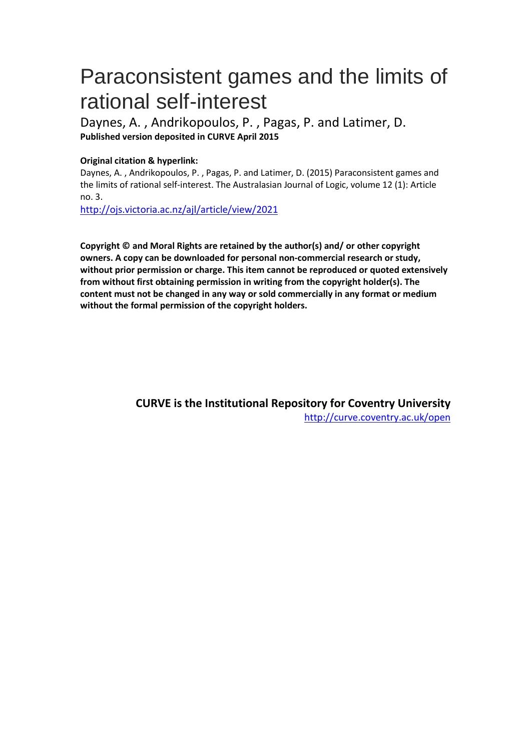# Paraconsistent games and the limits of rational self-interest

Daynes, A. , Andrikopoulos, P. , Pagas, P. and Latimer, D.

**Published version deposited in CURVE April 2015**

**Original citation & hyperlink:**

Daynes, A. , Andrikopoulos, P. , Pagas, P. and Latimer, D. (2015) Paraconsistent games and the limits of rational self-interest. The Australasian Journal of Logic, volume 12 (1): Article no. 3.

http://ojs.victoria.ac.nz/ajl/article/view/2021

**Copyright © and Moral Rights are retained by the author(s) and/ or other copyright owners. A copy can be downloaded for personal non-commercial research or study, without prior permission or charge. This item cannot be reproduced or quoted extensively from without first obtaining permission in writing from the copyright holder(s). The content must not be changed in any way or sold commercially in any format or medium without the formal permission of the copyright holders.**

**CURVE is the Institutional Repository for Coventry University**

http://curve.coventry.ac.uk/open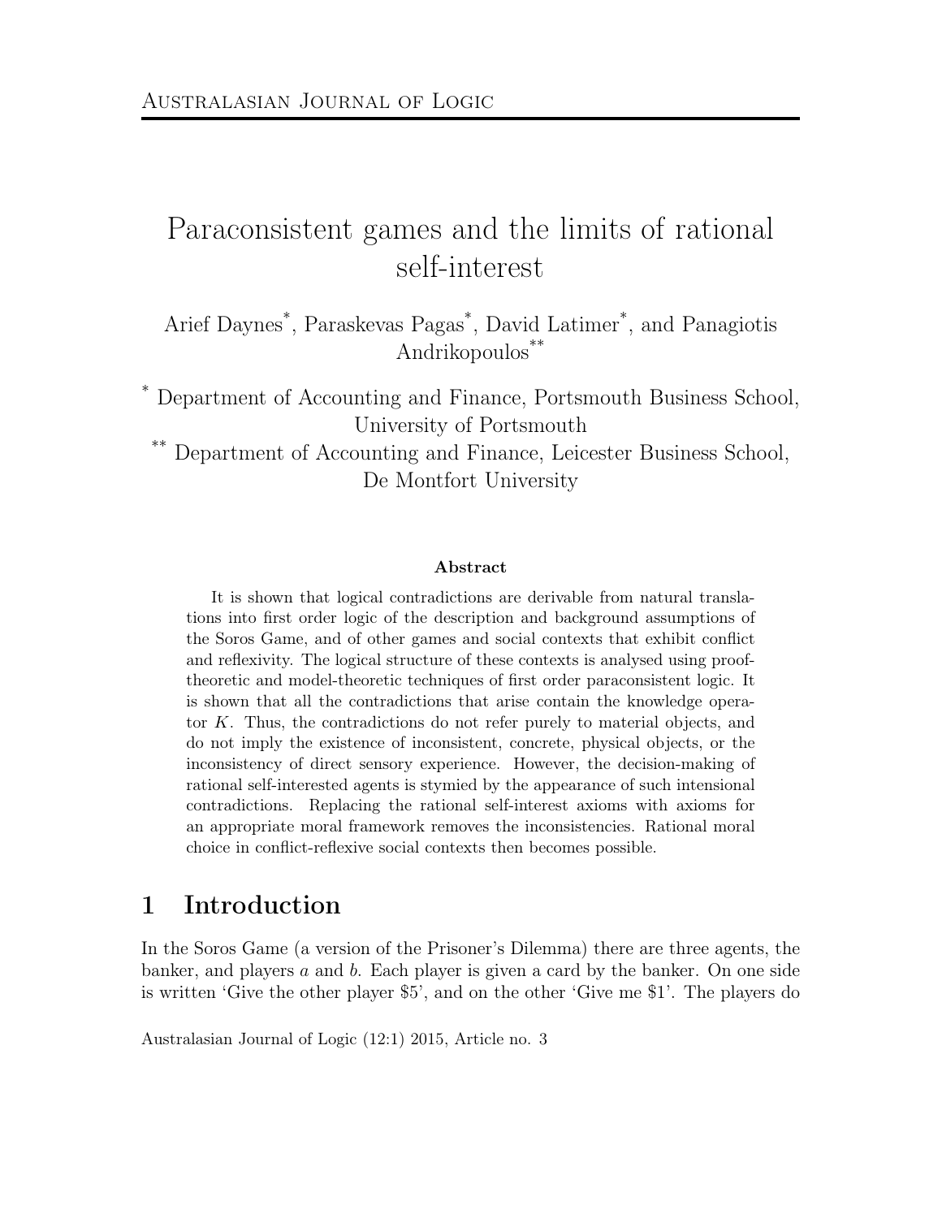# Paraconsistent games and the limits of rational self-interest

Arief Daynes[*], Paraskevas Pagas[*], David Latimer[*], and Panagiotis Andrikopoulos[**]

[*] Department of Accounting and Finance, Portsmouth Business School, University of Portsmouth

[**] Department of Accounting and Finance, Leicester Business School, De Montfort University

#### Abstract

It is shown that logical contradictions are derivable from natural translations into first order logic of the description and background assumptions of the Soros Game, and of other games and social contexts that exhibit conflict and reflexivity. The logical structure of these contexts is analysed using proof-theoretic and model-theoretic techniques of first order paraconsistent logic. It is shown that all the contradictions that arise contain the knowledge operator $K$. Thus, the contradictions do not refer purely to material objects, and do not imply the existence of inconsistent, concrete, physical objects, or the inconsistency of direct sensory experience. However, the decision-making of rational self-interested agents is stymied by the appearance of such intensional contradictions. Replacing the rational self-interest axioms with axioms for an appropriate moral framework removes the inconsistencies. Rational moral choice in conflict-reflexive social contexts then becomes possible.

## 1 Introduction

In the Soros Game (a version of the Prisoner's Dilemma) there are three agents, the banker, and players $a$ and $b$. Each player is given a card by the banker. On one side is written 'Give the other player \$5', and on the other 'Give me \$1'. The players do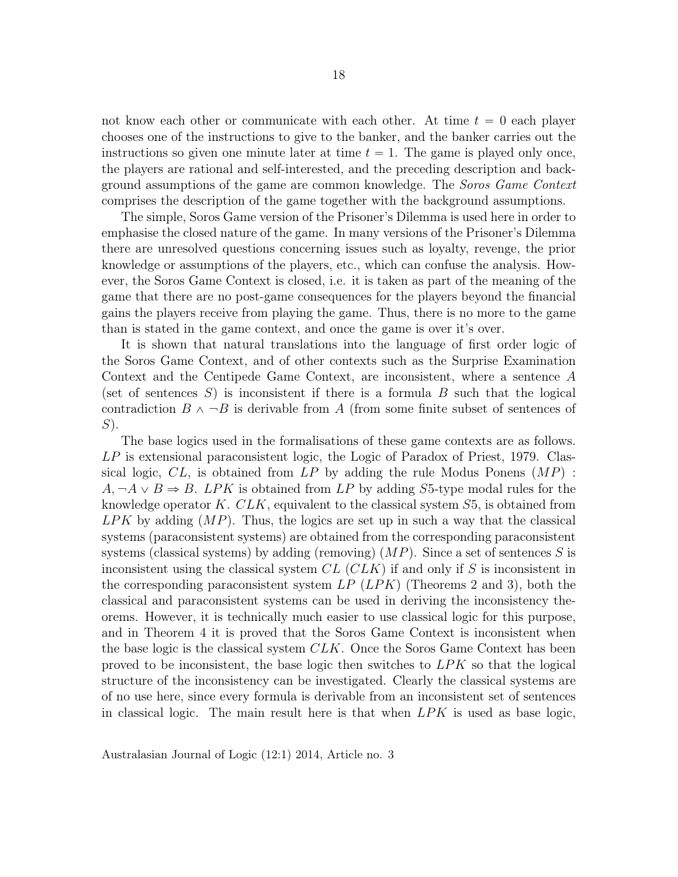not know each other or communicate with each other. At time $t = 0$ each player chooses one of the instructions to give to the banker, and the banker carries out the instructions so given one minute later at time $t = 1$. The game is played only once, the players are rational and self-interested, and the preceding description and background assumptions of the game are common knowledge. The *Soros Game Context* comprises the description of the game together with the background assumptions.

The simple, Soros Game version of the Prisoner's Dilemma is used here in order to emphasise the closed nature of the game. In many versions of the Prisoner's Dilemma there are unresolved questions concerning issues such as loyalty, revenge, the prior knowledge or assumptions of the players, etc., which can confuse the analysis. However, the Soros Game Context is closed, i.e. it is taken as part of the meaning of the game that there are no post-game consequences for the players beyond the financial gains the players receive from playing the game. Thus, there is no more to the game than is stated in the game context, and once the game is over it's over.

It is shown that natural translations into the language of first order logic of the Soros Game Context, and of other contexts such as the Surprise Examination Context and the Centipede Game Context, are inconsistent, where a sentence $A$ (set of sentences $S$) is inconsistent if there is a formula $B$ such that the logical contradiction $B \wedge \neg B$ is derivable from $A$ (from some finite subset of sentences of $S$).

The base logics used in the formalisations of these game contexts are as follows. $LP$ is extensional paraconsistent logic, the Logic of Paradox of Priest, 1979. Classical logic, $CL$, is obtained from $LP$ by adding the rule Modus Ponens $(MP)$ : $A, \neg A \vee B \Rightarrow B$. $LPK$ is obtained from $LP$ by adding $S5$-type modal rules for the knowledge operator $K$. $CLK$, equivalent to the classical system $S5$, is obtained from $LPK$ by adding $(MP)$. Thus, the logics are set up in such a way that the classical systems (paraconsistent systems) are obtained from the corresponding paraconsistent systems (classical systems) by adding (removing) $(MP)$. Since a set of sentences $S$ is inconsistent using the classical system $CL$ $(CLK)$ if and only if $S$ is inconsistent in the corresponding paraconsistent system $LP$ $(LPK)$ (Theorems 2 and 3), both the classical and paraconsistent systems can be used in deriving the inconsistency theorems. However, it is technically much easier to use classical logic for this purpose, and in Theorem 4 it is proved that the Soros Game Context is inconsistent when the base logic is the classical system $CLK$. Once the Soros Game Context has been proved to be inconsistent, the base logic then switches to $LPK$ so that the logical structure of the inconsistency can be investigated. Clearly the classical systems are of no use here, since every formula is derivable from an inconsistent set of sentences in classical logic. The main result here is that when $LPK$ is used as base logic,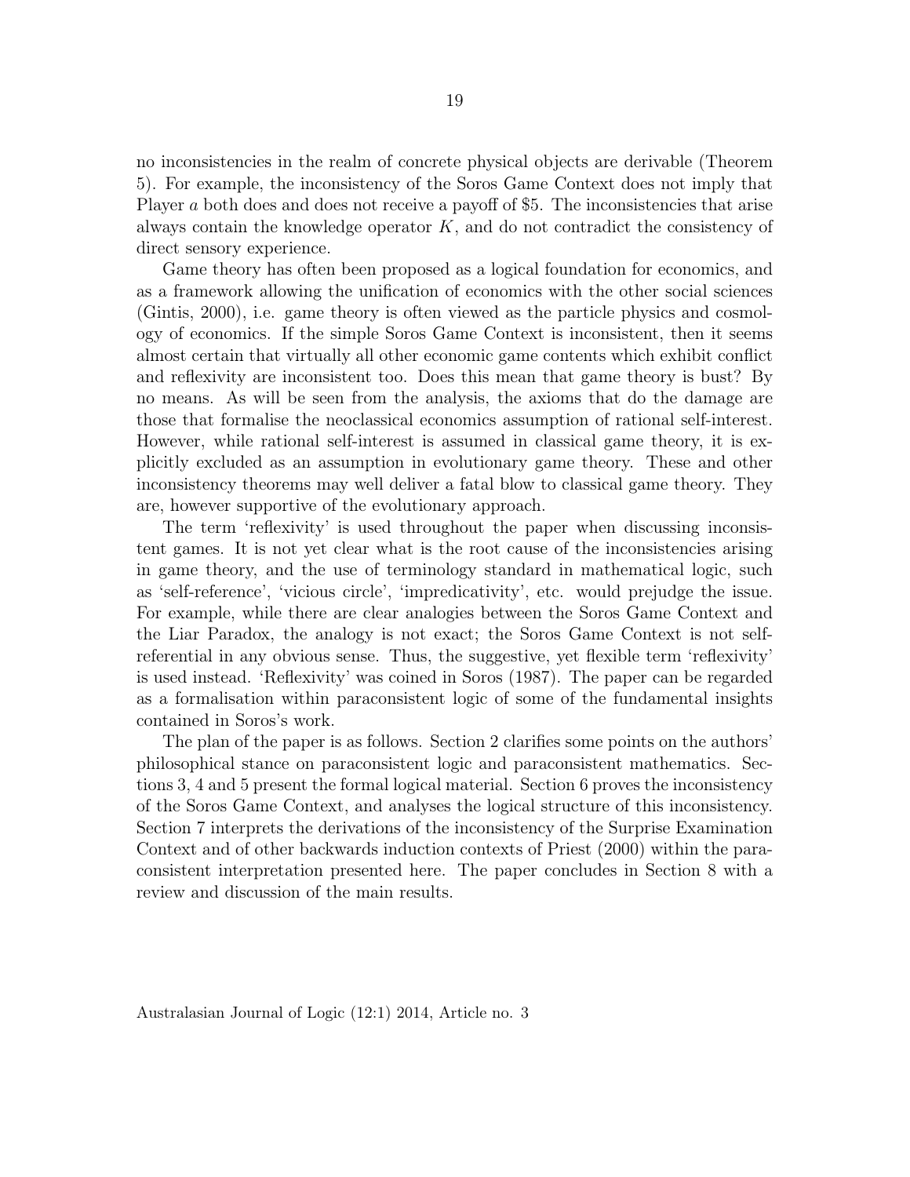no inconsistencies in the realm of concrete physical objects are derivable (Theorem 5). For example, the inconsistency of the Soros Game Context does not imply that Player $a$ both does and does not receive a payoff of \$5. The inconsistencies that arise always contain the knowledge operator $K$, and do not contradict the consistency of direct sensory experience.

Game theory has often been proposed as a logical foundation for economics, and as a framework allowing the unification of economics with the other social sciences (Gintis, 2000), i.e. game theory is often viewed as the particle physics and cosmology of economics. If the simple Soros Game Context is inconsistent, then it seems almost certain that virtually all other economic game contents which exhibit conflict and reflexivity are inconsistent too. Does this mean that game theory is bust? By no means. As will be seen from the analysis, the axioms that do the damage are those that formalise the neoclassical economics assumption of rational self-interest. However, while rational self-interest is assumed in classical game theory, it is explicitly excluded as an assumption in evolutionary game theory. These and other inconsistency theorems may well deliver a fatal blow to classical game theory. They are, however supportive of the evolutionary approach.

The term 'reflexivity' is used throughout the paper when discussing inconsistent games. It is not yet clear what is the root cause of the inconsistencies arising in game theory, and the use of terminology standard in mathematical logic, such as 'self-reference', 'vicious circle', 'impredicativity', etc. would prejudge the issue. For example, while there are clear analogies between the Soros Game Context and the Liar Paradox, the analogy is not exact; the Soros Game Context is not self-referential in any obvious sense. Thus, the suggestive, yet flexible term 'reflexivity' is used instead. 'Reflexivity' was coined in Soros (1987). The paper can be regarded as a formalisation within paraconsistent logic of some of the fundamental insights contained in Soros's work.

The plan of the paper is as follows. Section 2 clarifies some points on the authors' philosophical stance on paraconsistent logic and paraconsistent mathematics. Sections 3, 4 and 5 present the formal logical material. Section 6 proves the inconsistency of the Soros Game Context, and analyses the logical structure of this inconsistency. Section 7 interprets the derivations of the inconsistency of the Surprise Examination Context and of other backwards induction contexts of Priest (2000) within the paraconsistent interpretation presented here. The paper concludes in Section 8 with a review and discussion of the main results.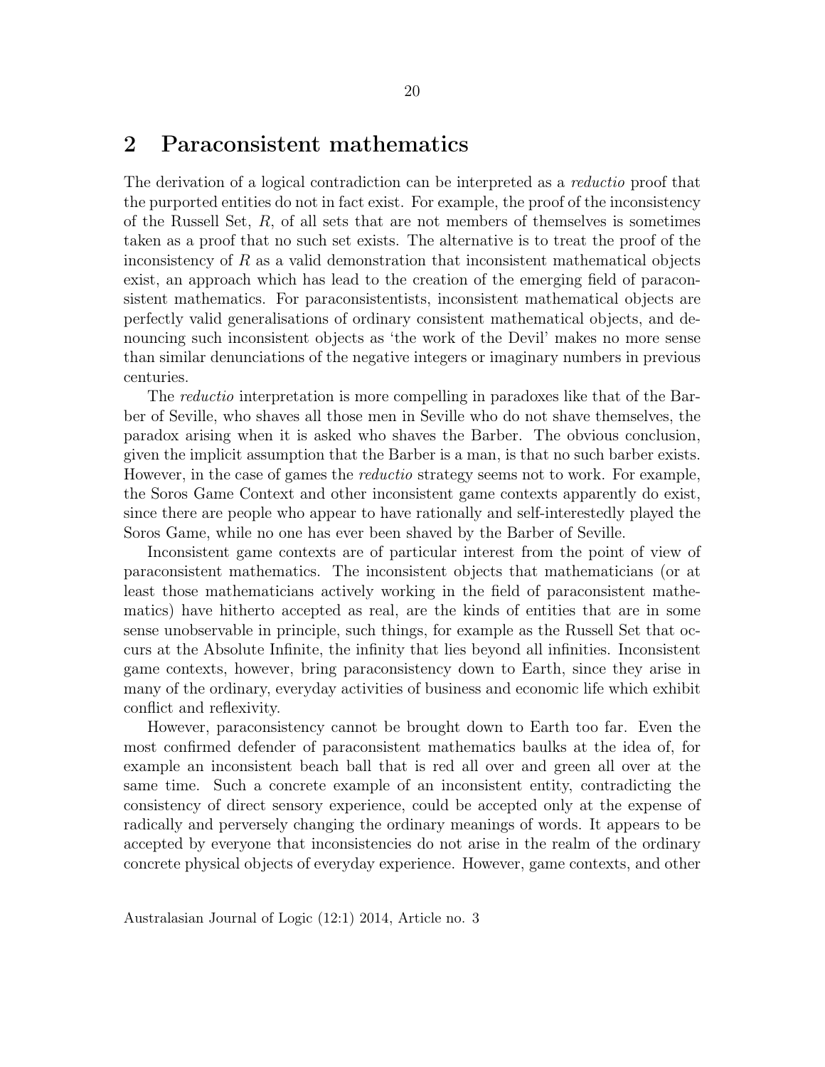## 2 Paraconsistent mathematics

The derivation of a logical contradiction can be interpreted as a *reductio* proof that the purported entities do not in fact exist. For example, the proof of the inconsistency of the Russell Set, $R$, of all sets that are not members of themselves is sometimes taken as a proof that no such set exists. The alternative is to treat the proof of the inconsistency of $R$ as a valid demonstration that inconsistent mathematical objects exist, an approach which has lead to the creation of the emerging field of paraconsistent mathematics. For paraconsistentists, inconsistent mathematical objects are perfectly valid generalisations of ordinary consistent mathematical objects, and denouncing such inconsistent objects as 'the work of the Devil' makes no more sense than similar denunciations of the negative integers or imaginary numbers in previous centuries.

The *reductio* interpretation is more compelling in paradoxes like that of the Barber of Seville, who shaves all those men in Seville who do not shave themselves, the paradox arising when it is asked who shaves the Barber. The obvious conclusion, given the implicit assumption that the Barber is a man, is that no such barber exists. However, in the case of games the *reductio* strategy seems not to work. For example, the Soros Game Context and other inconsistent game contexts apparently do exist, since there are people who appear to have rationally and self-interestedly played the Soros Game, while no one has ever been shaved by the Barber of Seville.

Inconsistent game contexts are of particular interest from the point of view of paraconsistent mathematics. The inconsistent objects that mathematicians (or at least those mathematicians actively working in the field of paraconsistent mathematics) have hitherto accepted as real, are the kinds of entities that are in some sense unobservable in principle, such things, for example as the Russell Set that occurs at the Absolute Infinite, the infinity that lies beyond all infinities. Inconsistent game contexts, however, bring paraconsistency down to Earth, since they arise in many of the ordinary, everyday activities of business and economic life which exhibit conflict and reflexivity.

However, paraconsistency cannot be brought down to Earth too far. Even the most confirmed defender of paraconsistent mathematics baulks at the idea of, for example an inconsistent beach ball that is red all over and green all over at the same time. Such a concrete example of an inconsistent entity, contradicting the consistency of direct sensory experience, could be accepted only at the expense of radically and perversely changing the ordinary meanings of words. It appears to be accepted by everyone that inconsistencies do not arise in the realm of the ordinary concrete physical objects of everyday experience. However, game contexts, and other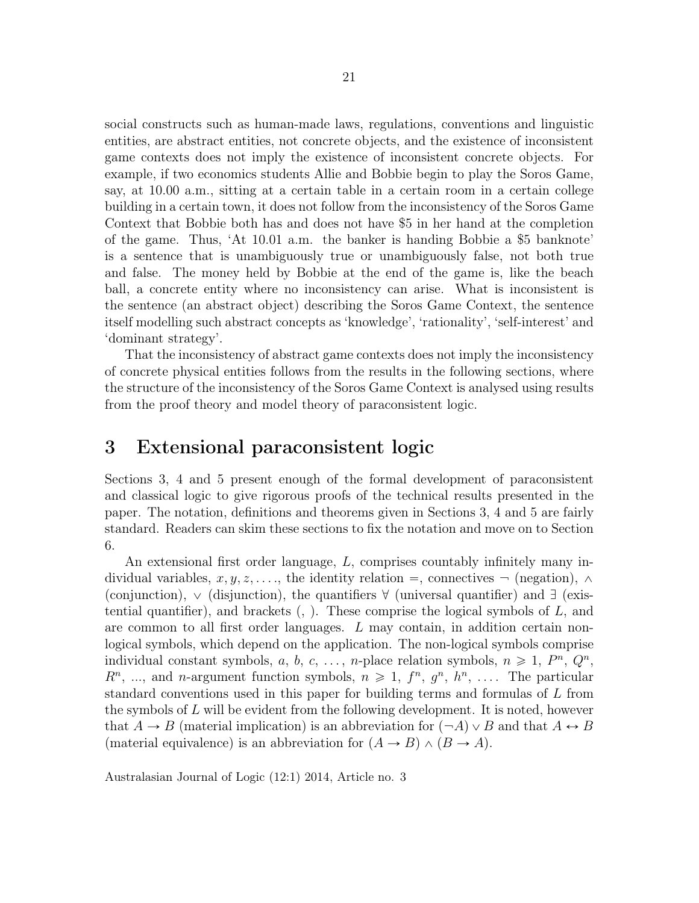social constructs such as human-made laws, regulations, conventions and linguistic entities, are abstract entities, not concrete objects, and the existence of inconsistent game contexts does not imply the existence of inconsistent concrete objects. For example, if two economics students Allie and Bobbie begin to play the Soros Game, say, at 10.00 a.m., sitting at a certain table in a certain room in a certain college building in a certain town, it does not follow from the inconsistency of the Soros Game Context that Bobbie both has and does not have \$5 in her hand at the completion of the game. Thus, 'At 10.01 a.m. the banker is handing Bobbie a \$5 banknote' is a sentence that is unambiguously true or unambiguously false, not both true and false. The money held by Bobbie at the end of the game is, like the beach ball, a concrete entity where no inconsistency can arise. What is inconsistent is the sentence (an abstract object) describing the Soros Game Context, the sentence itself modelling such abstract concepts as 'knowledge', 'rationality', 'self-interest' and 'dominant strategy'.

That the inconsistency of abstract game contexts does not imply the inconsistency of concrete physical entities follows from the results in the following sections, where the structure of the inconsistency of the Soros Game Context is analysed using results from the proof theory and model theory of paraconsistent logic.

# 3 Extensional paraconsistent logic

Sections 3, 4 and 5 present enough of the formal development of paraconsistent and classical logic to give rigorous proofs of the technical results presented in the paper. The notation, definitions and theorems given in Sections 3, 4 and 5 are fairly standard. Readers can skim these sections to fix the notation and move on to Section 6.

An extensional first order language, $L$, comprises countably infinitely many individual variables, $x, y, z, \ldots$, the identity relation $=$, connectives $\neg$ (negation), $\wedge$ (conjunction), $\vee$ (disjunction), the quantifiers $\forall$ (universal quantifier) and $\exists$ (existential quantifier), and brackets (, ). These comprise the logical symbols of $L$, and are common to all first order languages. $L$ may contain, in addition certain non-logical symbols, which depend on the application. The non-logical symbols comprise individual constant symbols, $a$, $b$, $c$, $\ldots$, $n$-place relation symbols, $n \geqslant 1$, $P^n$, $Q^n$, $R^n$, ..., and $n$-argument function symbols, $n \geqslant 1$, $f^n$, $g^n$, $h^n$, $\ldots$. The particular standard conventions used in this paper for building terms and formulas of $L$ from the symbols of $L$ will be evident from the following development. It is noted, however that $A \rightarrow B$ (material implication) is an abbreviation for $(\neg A) \vee B$ and that $A \leftrightarrow B$ (material equivalence) is an abbreviation for $(A \rightarrow B) \wedge (B \rightarrow A)$.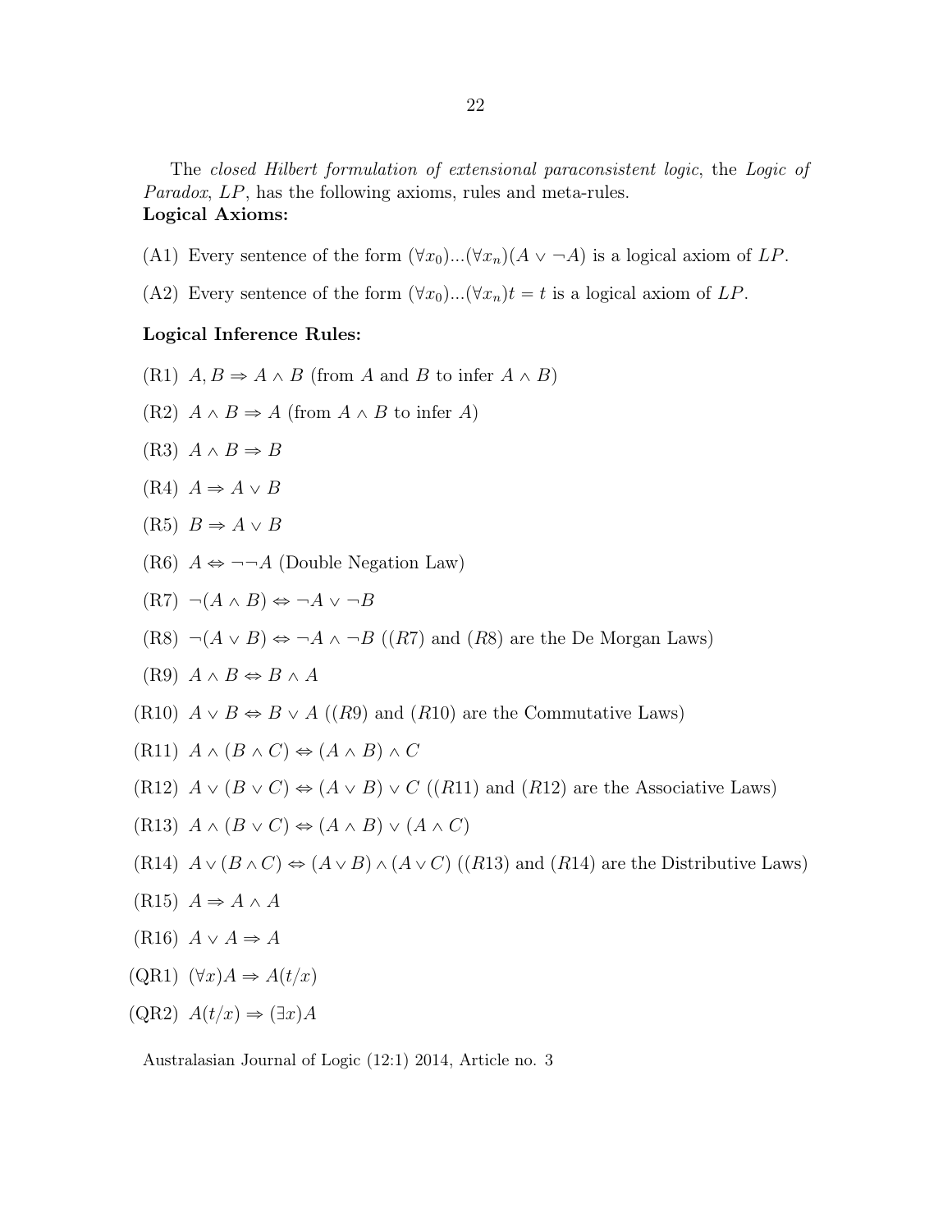The *closed Hilbert formulation of extensional paraconsistent logic*, the *Logic of Paradox*, *LP*, has the following axioms, rules and meta-rules.

**Logical Axioms:**

(A1) Every sentence of the form $(\forall x_0)...(\forall x_n)(A \vee \neg A)$ is a logical axiom of $LP$.

(A2) Every sentence of the form $(\forall x_0)...(\forall x_n)t = t$ is a logical axiom of $LP$.

**Logical Inference Rules:**

(R1) $A, B \Rightarrow A \wedge B$ (from $A$ and $B$ to infer $A \wedge B$)

(R2) $A \wedge B \Rightarrow A$ (from $A \wedge B$ to infer $A$)

(R3) $A \wedge B \Rightarrow B$

(R4) $A \Rightarrow A \vee B$

(R5) $B \Rightarrow A \vee B$

(R6) $A \Leftrightarrow \neg\neg A$ (Double Negation Law)

(R7) $\neg(A \wedge B) \Leftrightarrow \neg A \vee \neg B$

(R8) $\neg(A \vee B) \Leftrightarrow \neg A \wedge \neg B$ (($R7$) and ($R8$) are the De Morgan Laws)

(R9) $A \wedge B \Leftrightarrow B \wedge A$

(R10) $A \vee B \Leftrightarrow B \vee A$ (($R9$) and ($R10$) are the Commutative Laws)

(R11) $A \wedge (B \wedge C) \Leftrightarrow (A \wedge B) \wedge C$

(R12) $A \vee (B \vee C) \Leftrightarrow (A \vee B) \vee C$ (($R11$) and ($R12$) are the Associative Laws)

(R13) $A \wedge (B \vee C) \Leftrightarrow (A \wedge B) \vee (A \wedge C)$

(R14) $A \vee (B \wedge C) \Leftrightarrow (A \vee B) \wedge (A \vee C)$ (($R13$) and ($R14$) are the Distributive Laws)

(R15) $A \Rightarrow A \wedge A$

(R16) $A \vee A \Rightarrow A$

(QR1) $(\forall x)A \Rightarrow A(t/x)$

(QR2) $A(t/x) \Rightarrow (\exists x)A$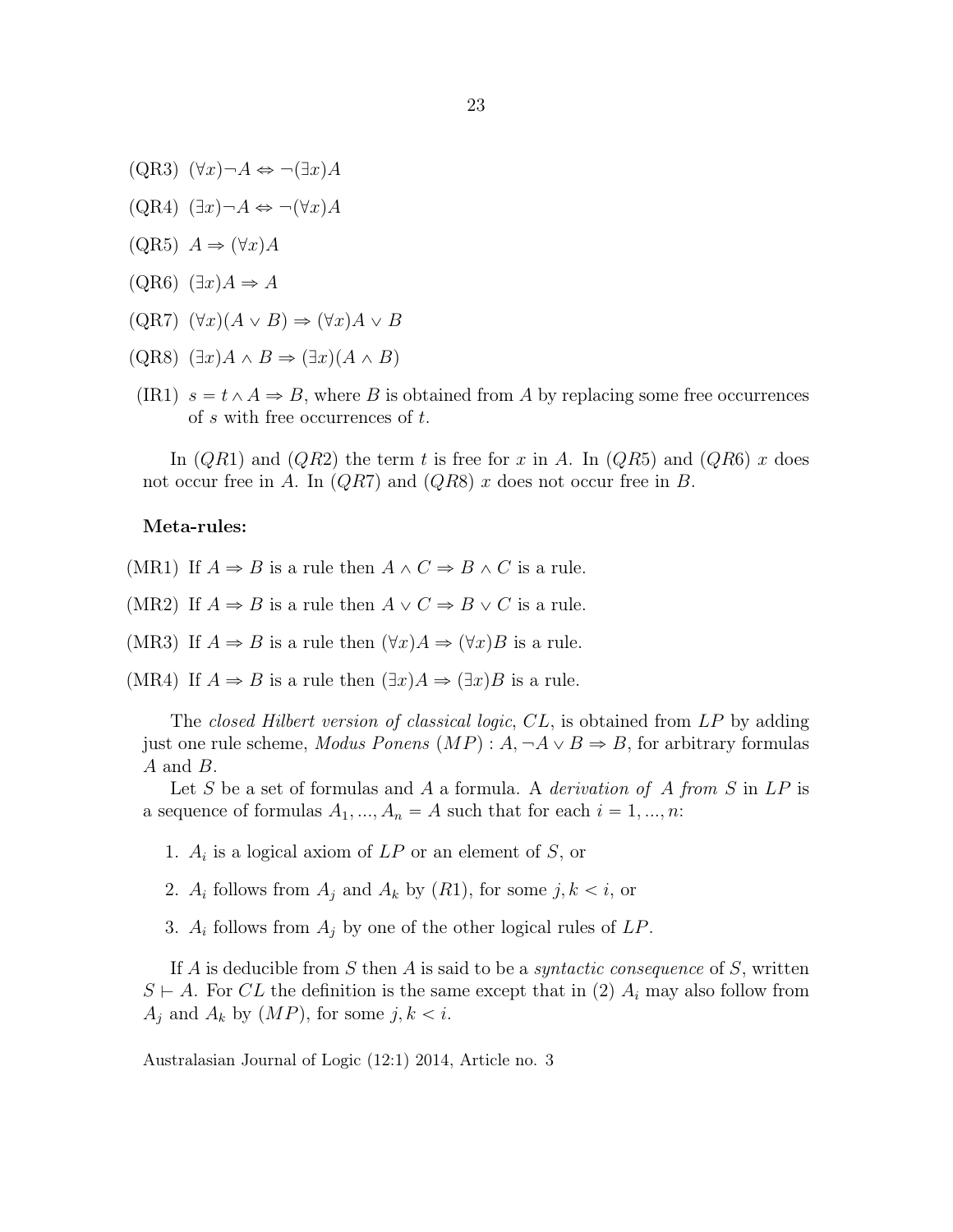(QR3) $(\forall x)\neg A \Leftrightarrow \neg(\exists x)A$

(QR4) $(\exists x)\neg A \Leftrightarrow \neg(\forall x)A$

(QR5) $A \Rightarrow (\forall x)A$

(QR6) $(\exists x)A \Rightarrow A$

(QR7) $(\forall x)(A \vee B) \Rightarrow (\forall x)A \vee B$

(QR8) $(\exists x)A \wedge B \Rightarrow (\exists x)(A \wedge B)$

(IR1) $s = t \wedge A \Rightarrow B$, where $B$ is obtained from $A$ by replacing some free occurrences of $s$ with free occurrences of $t$.

In $(QR1)$ and $(QR2)$ the term $t$ is free for $x$ in $A$. In $(QR5)$ and $(QR6)$ $x$ does not occur free in $A$. In $(QR7)$ and $(QR8)$ $x$ does not occur free in $B$.

**Meta-rules:**

(MR1) If $A \Rightarrow B$ is a rule then $A \wedge C \Rightarrow B \wedge C$ is a rule.

(MR2) If $A \Rightarrow B$ is a rule then $A \vee C \Rightarrow B \vee C$ is a rule.

(MR3) If $A \Rightarrow B$ is a rule then $(\forall x)A \Rightarrow (\forall x)B$ is a rule.

(MR4) If $A \Rightarrow B$ is a rule then $(\exists x)A \Rightarrow (\exists x)B$ is a rule.

The *closed Hilbert version of classical logic*, $CL$, is obtained from $LP$ by adding just one rule scheme, *Modus Ponens* $(MP)$ : $A, \neg A \vee B \Rightarrow B$, for arbitrary formulas $A$ and $B$.

Let $S$ be a set of formulas and $A$ a formula. A *derivation of $A$ from $S$* in $LP$ is a sequence of formulas $A_1, ..., A_n = A$ such that for each $i = 1, ..., n$:

1. $A_i$ is a logical axiom of $LP$ or an element of $S$, or
2. $A_i$ follows from $A_j$ and $A_k$ by $(R1)$, for some $j, k < i$, or
3. $A_i$ follows from $A_j$ by one of the other logical rules of $LP$.

If $A$ is deducible from $S$ then $A$ is said to be a *syntactic consequence* of $S$, written $S \vdash A$. For $CL$ the definition is the same except that in (2) $A_i$ may also follow from $A_j$ and $A_k$ by $(MP)$, for some $j, k < i$.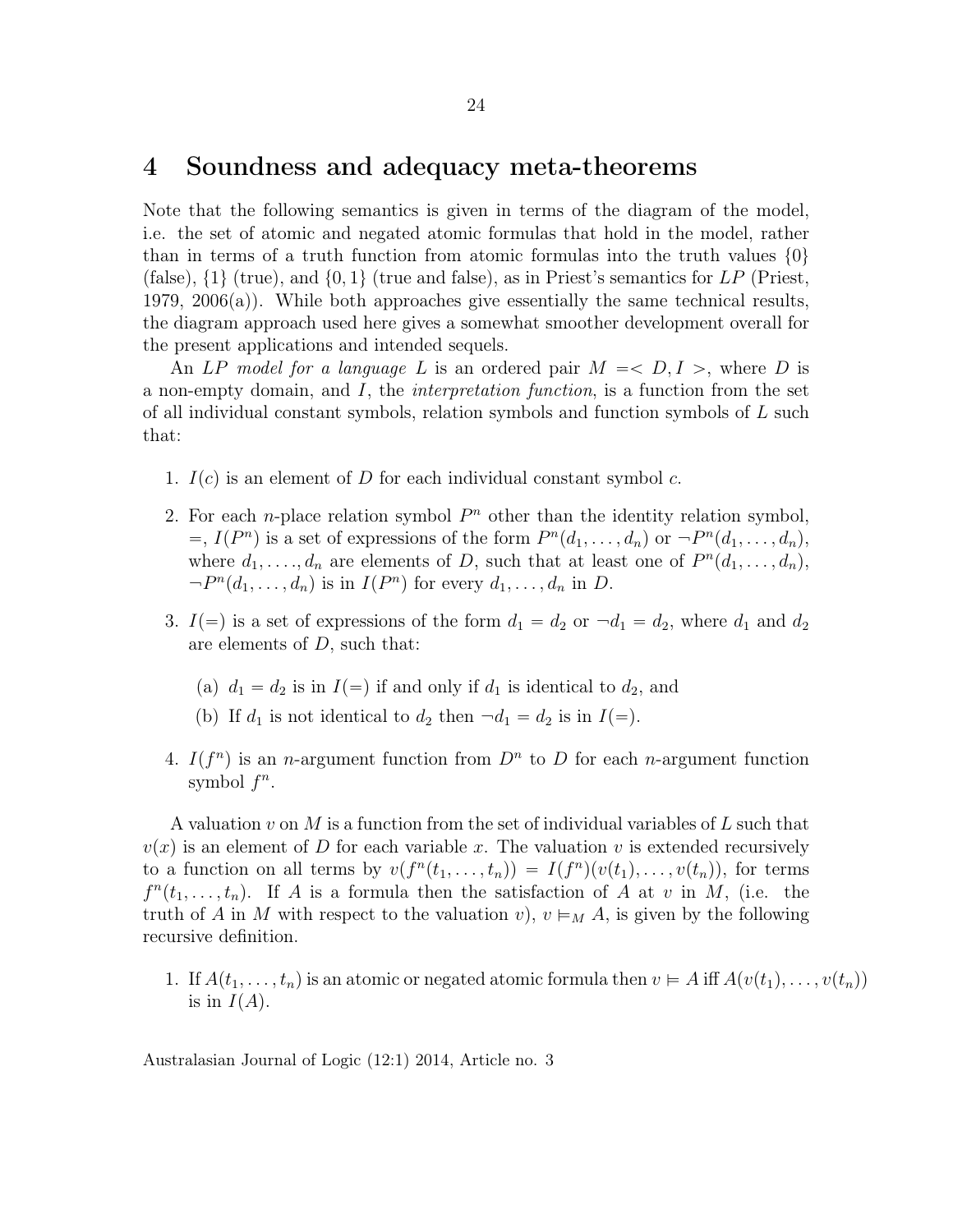# 4 Soundness and adequacy meta-theorems

Note that the following semantics is given in terms of the diagram of the model, i.e. the set of atomic and negated atomic formulas that hold in the model, rather than in terms of a truth function from atomic formulas into the truth values $\{0\}$ (false), $\{1\}$ (true), and $\{0, 1\}$ (true and false), as in Priest's semantics for *LP* (Priest, 1979, 2006(a)). While both approaches give essentially the same technical results, the diagram approach used here gives a somewhat smoother development overall for the present applications and intended sequels.

An *LP model for a language* $L$ is an ordered pair $M =< D, I >$, where $D$ is a non-empty domain, and $I$, the *interpretation function*, is a function from the set of all individual constant symbols, relation symbols and function symbols of $L$ such that:

1. $I(c)$ is an element of $D$ for each individual constant symbol $c$.
2. For each $n$-place relation symbol $P^n$ other than the identity relation symbol, $=$, $I(P^n)$ is a set of expressions of the form $P^n(d_1, \ldots, d_n)$ or $\neg P^n(d_1, \ldots, d_n)$, where $d_1, \ldots, d_n$ are elements of $D$, such that at least one of $P^n(d_1, \ldots, d_n)$, $\neg P^n(d_1, \ldots, d_n)$ is in $I(P^n)$ for every $d_1, \ldots, d_n$ in $D$.
3. $I(=)$ is a set of expressions of the form $d_1 = d_2$ or $\neg d_1 = d_2$, where $d_1$ and $d_2$ are elements of $D$, such that:
   (a) $d_1 = d_2$ is in $I(=)$ if and only if $d_1$ is identical to $d_2$, and
   (b) If $d_1$ is not identical to $d_2$ then $\neg d_1 = d_2$ is in $I(=)$.
4. $I(f^n)$ is an $n$-argument function from $D^n$ to $D$ for each $n$-argument function symbol $f^n$.

A valuation $v$ on $M$ is a function from the set of individual variables of $L$ such that $v(x)$ is an element of $D$ for each variable $x$. The valuation $v$ is extended recursively to a function on all terms by $v(f^n(t_1, \ldots, t_n)) = I(f^n)(v(t_1), \ldots, v(t_n))$, for terms $f^n(t_1, \ldots, t_n)$. If $A$ is a formula then the satisfaction of $A$ at $v$ in $M$, (i.e. the truth of $A$ in $M$ with respect to the valuation $v$), $v \vDash_M A$, is given by the following recursive definition.

1. If $A(t_1, \ldots, t_n)$ is an atomic or negated atomic formula then $v \vDash A$ iff $A(v(t_1), \ldots, v(t_n))$ is in $I(A)$.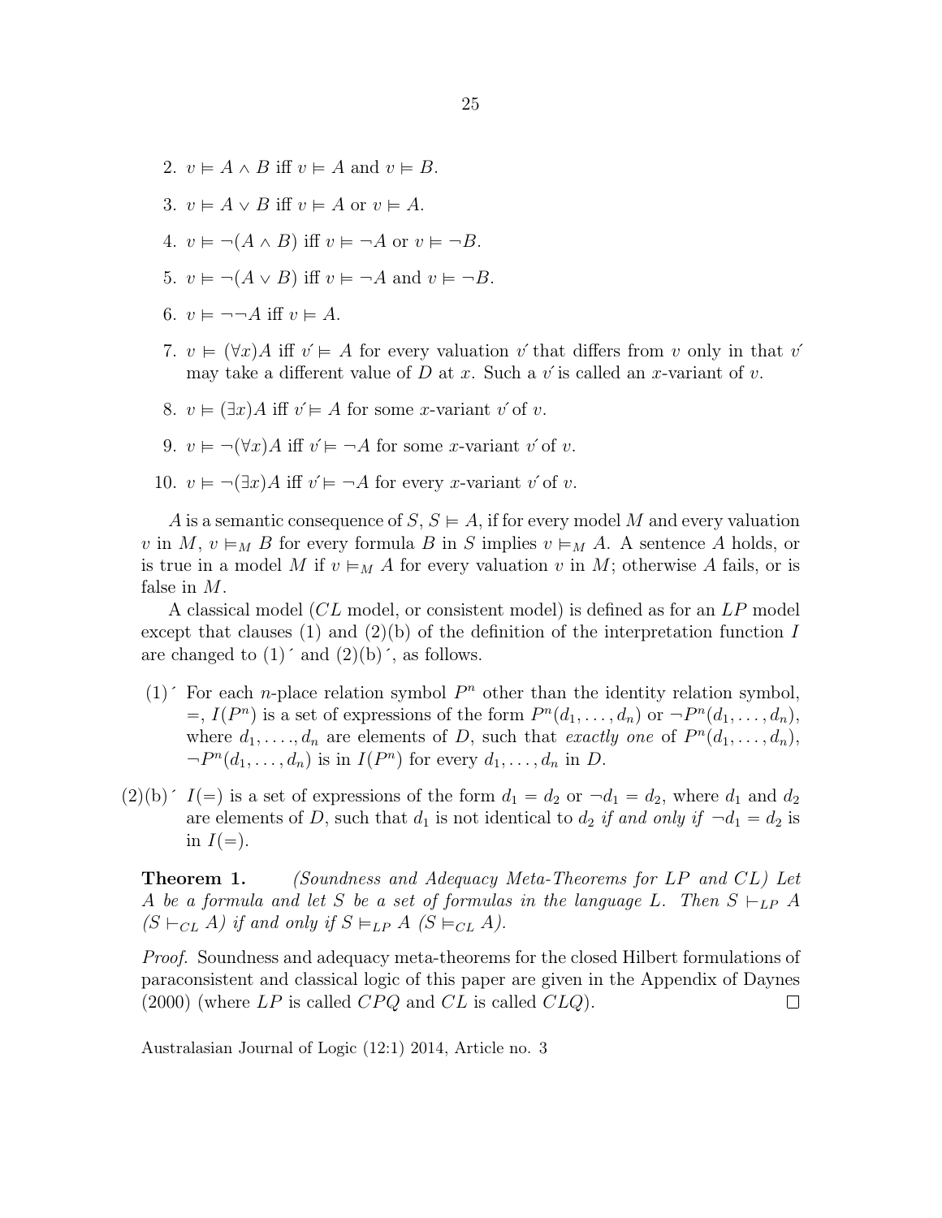2. $v \vDash A \wedge B$ iff $v \vDash A$ and $v \vDash B$.

3. $v \vDash A \vee B$ iff $v \vDash A$ or $v \vDash A$.

4. $v \vDash \neg(A \wedge B)$ iff $v \vDash \neg A$ or $v \vDash \neg B$.

5. $v \vDash \neg(A \vee B)$ iff $v \vDash \neg A$ and $v \vDash \neg B$.

6. $v \vDash \neg\neg A$ iff $v \vDash A$.

7. $v \vDash (\forall x)A$ iff $v' \vDash A$ for every valuation $v'$ that differs from $v$ only in that $v'$ may take a different value of $D$ at $x$. Such a $v'$ is called an $x$-variant of $v$.

8. $v \vDash (\exists x)A$ iff $v' \vDash A$ for some $x$-variant $v'$ of $v$.

9. $v \vDash \neg(\forall x)A$ iff $v' \vDash \neg A$ for some $x$-variant $v'$ of $v$.

10. $v \vDash \neg(\exists x)A$ iff $v' \vDash \neg A$ for every $x$-variant $v'$ of $v$.

$A$ is a semantic consequence of $S$, $S \vDash A$, if for every model $M$ and every valuation $v$ in $M$, $v \vDash_M B$ for every formula $B$ in $S$ implies $v \vDash_M A$. A sentence $A$ holds, or is true in a model $M$ if $v \vDash_M A$ for every valuation $v$ in $M$; otherwise $A$ fails, or is false in $M$.

A classical model ($CL$ model, or consistent model) is defined as for an $LP$ model except that clauses (1) and (2)(b) of the definition of the interpretation function $I$ are changed to (1)´ and (2)(b)´, as follows.

(1)´ For each $n$-place relation symbol $P^n$ other than the identity relation symbol, $=$, $I(P^n)$ is a set of expressions of the form $P^n(d_1, \ldots, d_n)$ or $\neg P^n(d_1, \ldots, d_n)$, where $d_1, \ldots, d_n$ are elements of $D$, such that *exactly one* of $P^n(d_1, \ldots, d_n)$, $\neg P^n(d_1, \ldots, d_n)$ is in $I(P^n)$ for every $d_1, \ldots, d_n$ in $D$.

(2)(b)´ $I(=)$ is a set of expressions of the form $d_1 = d_2$ or $\neg d_1 = d_2$, where $d_1$ and $d_2$ are elements of $D$, such that $d_1$ is not identical to $d_2$ *if and only if* $\neg d_1 = d_2$ is in $I(=)$.

**Theorem 1.** *(Soundness and Adequacy Meta-Theorems for LP and CL) Let $A$ be a formula and let $S$ be a set of formulas in the language $L$. Then $S \vdash_{LP} A$ ($S \vdash_{CL} A$) if and only if $S \vDash_{LP} A$ ($S \vDash_{CL} A$).*

*Proof.* Soundness and adequacy meta-theorems for the closed Hilbert formulations of paraconsistent and classical logic of this paper are given in the Appendix of Daynes (2000) (where $LP$ is called $CPQ$ and $CL$ is called $CLQ$). □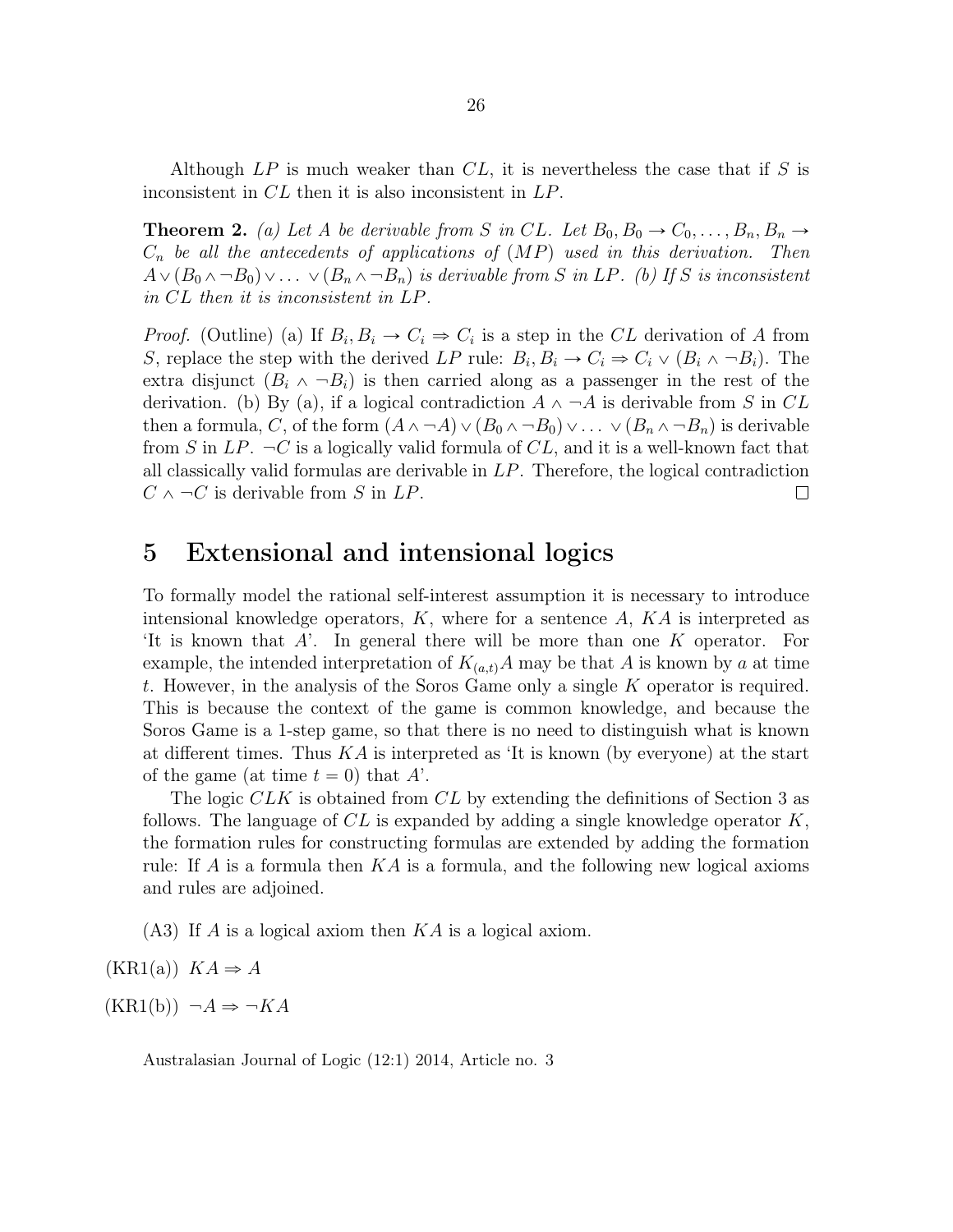Although $LP$ is much weaker than $CL$, it is nevertheless the case that if $S$ is inconsistent in $CL$ then it is also inconsistent in $LP$.

**Theorem 2.** *(a) Let $A$ be derivable from $S$ in $CL$. Let $B_0, B_0 \to C_0, \ldots, B_n, B_n \to C_n$ be all the antecedents of applications of $(MP)$ used in this derivation. Then $A \vee (B_0 \wedge \neg B_0) \vee \ldots \vee (B_n \wedge \neg B_n)$ is derivable from $S$ in $LP$. (b) If $S$ is inconsistent in $CL$ then it is inconsistent in $LP$.*

*Proof.* (Outline) (a) If $B_i, B_i \to C_i \Rightarrow C_i$ is a step in the $CL$ derivation of $A$ from $S$, replace the step with the derived $LP$ rule: $B_i, B_i \to C_i \Rightarrow C_i \vee (B_i \wedge \neg B_i)$. The extra disjunct $(B_i \wedge \neg B_i)$ is then carried along as a passenger in the rest of the derivation. (b) By (a), if a logical contradiction $A \wedge \neg A$ is derivable from $S$ in $CL$ then a formula, $C$, of the form $(A \wedge \neg A) \vee (B_0 \wedge \neg B_0) \vee \ldots \vee (B_n \wedge \neg B_n)$ is derivable from $S$ in $LP$. $\neg C$ is a logically valid formula of $CL$, and it is a well-known fact that all classically valid formulas are derivable in $LP$. Therefore, the logical contradiction $C \wedge \neg C$ is derivable from $S$ in $LP$. □

# 5 Extensional and intensional logics

To formally model the rational self-interest assumption it is necessary to introduce intensional knowledge operators, $K$, where for a sentence $A$, $KA$ is interpreted as 'It is known that $A$'. In general there will be more than one $K$ operator. For example, the intended interpretation of $K_{(a,t)}A$ may be that $A$ is known by $a$ at time $t$. However, in the analysis of the Soros Game only a single $K$ operator is required. This is because the context of the game is common knowledge, and because the Soros Game is a 1-step game, so that there is no need to distinguish what is known at different times. Thus $KA$ is interpreted as 'It is known (by everyone) at the start of the game (at time $t = 0$) that $A$'.

The logic $CLK$ is obtained from $CL$ by extending the definitions of Section 3 as follows. The language of $CL$ is expanded by adding a single knowledge operator $K$, the formation rules for constructing formulas are extended by adding the formation rule: If $A$ is a formula then $KA$ is a formula, and the following new logical axioms and rules are adjoined.

(A3) If $A$ is a logical axiom then $KA$ is a logical axiom.

(KR1(a)) $KA \Rightarrow A$

(KR1(b)) $\neg A \Rightarrow \neg KA$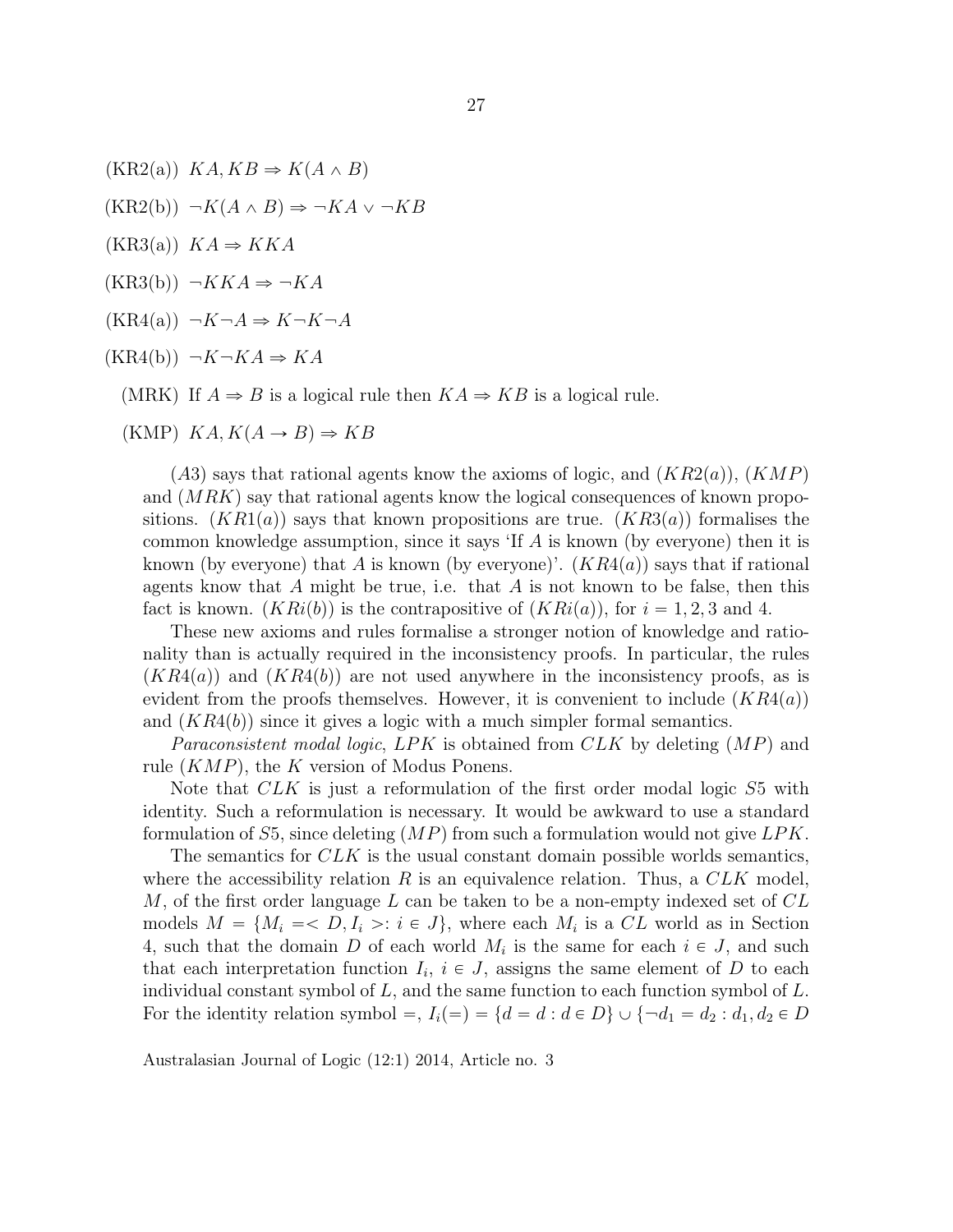(KR2(a)) $KA, KB \Rightarrow K(A \wedge B)$

(KR2(b)) $\neg K(A \wedge B) \Rightarrow \neg KA \vee \neg KB$

(KR3(a)) $KA \Rightarrow KKA$

(KR3(b)) $\neg KKA \Rightarrow \neg KA$

(KR4(a)) $\neg K\neg A \Rightarrow K\neg K\neg A$

(KR4(b)) $\neg K\neg KA \Rightarrow KA$

(MRK) If $A \Rightarrow B$ is a logical rule then $KA \Rightarrow KB$ is a logical rule.

(KMP) $KA, K(A \rightarrow B) \Rightarrow KB$

$(A3)$ says that rational agents know the axioms of logic, and $(KR2(a))$, $(KMP)$ and $(MRK)$ say that rational agents know the logical consequences of known propositions. $(KR1(a))$ says that known propositions are true. $(KR3(a))$ formalises the common knowledge assumption, since it says 'If $A$ is known (by everyone) then it is known (by everyone) that $A$ is known (by everyone)'. $(KR4(a))$ says that if rational agents know that $A$ might be true, i.e. that $A$ is not known to be false, then this fact is known. $(KRi(b))$ is the contrapositive of $(KRi(a))$, for $i = 1, 2, 3$ and 4.

These new axioms and rules formalise a stronger notion of knowledge and rationality than is actually required in the inconsistency proofs. In particular, the rules $(KR4(a))$ and $(KR4(b))$ are not used anywhere in the inconsistency proofs, as is evident from the proofs themselves. However, it is convenient to include $(KR4(a))$ and $(KR4(b))$ since it gives a logic with a much simpler formal semantics.

*Paraconsistent modal logic*, $LPK$ is obtained from $CLK$ by deleting $(MP)$ and rule $(KMP)$, the $K$ version of Modus Ponens.

Note that $CLK$ is just a reformulation of the first order modal logic $S5$ with identity. Such a reformulation is necessary. It would be awkward to use a standard formulation of $S5$, since deleting $(MP)$ from such a formulation would not give $LPK$.

The semantics for $CLK$ is the usual constant domain possible worlds semantics, where the accessibility relation $R$ is an equivalence relation. Thus, a $CLK$ model, $M$, of the first order language $L$ can be taken to be a non-empty indexed set of $CL$ models $M = \{M_i =< D, I_i >: i \in J\}$, where each $M_i$ is a $CL$ world as in Section 4, such that the domain $D$ of each world $M_i$ is the same for each $i \in J$, and such that each interpretation function $I_i$, $i \in J$, assigns the same element of $D$ to each individual constant symbol of $L$, and the same function to each function symbol of $L$. For the identity relation symbol $=$, $I_i(=) = \{d = d : d \in D\} \cup \{\neg d_1 = d_2 : d_1, d_2 \in D$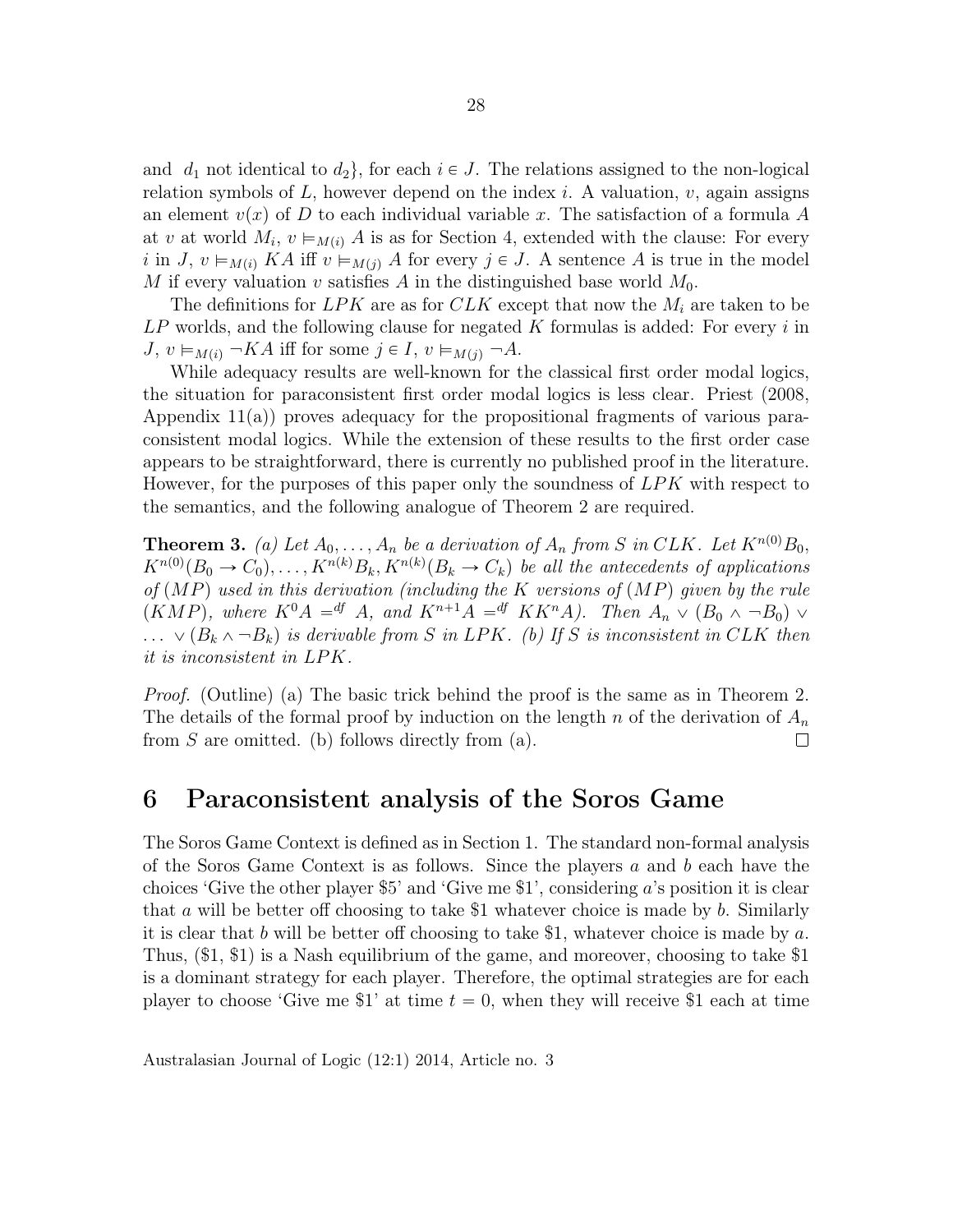and $d_1$ not identical to $d_2$}, for each $i \in J$. The relations assigned to the non-logical relation symbols of $L$, however depend on the index $i$. A valuation, $v$, again assigns an element $v(x)$ of $D$ to each individual variable $x$. The satisfaction of a formula $A$ at $v$ at world $M_i$, $v \vDash_{M(i)} A$ is as for Section 4, extended with the clause: For every $i$ in $J$, $v \vDash_{M(i)} KA$ iff $v \vDash_{M(j)} A$ for every $j \in J$. A sentence $A$ is true in the model $M$ if every valuation $v$ satisfies $A$ in the distinguished base world $M_0$.

The definitions for $LPK$ are as for $CLK$ except that now the $M_i$ are taken to be $LP$ worlds, and the following clause for negated $K$ formulas is added: For every $i$ in $J$, $v \vDash_{M(i)} \neg KA$ iff for some $j \in I$, $v \vDash_{M(j)} \neg A$.

While adequacy results are well-known for the classical first order modal logics, the situation for paraconsistent first order modal logics is less clear. Priest (2008, Appendix 11(a)) proves adequacy for the propositional fragments of various paraconsistent modal logics. While the extension of these results to the first order case appears to be straightforward, there is currently no published proof in the literature. However, for the purposes of this paper only the soundness of $LPK$ with respect to the semantics, and the following analogue of Theorem 2 are required.

**Theorem 3.** *(a) Let $A_0, \ldots, A_n$ be a derivation of $A_n$ from $S$ in $CLK$. Let $K^{n(0)}B_0$, $K^{n(0)}(B_0 \to C_0), \ldots, K^{n(k)}B_k, K^{n(k)}(B_k \to C_k)$ be all the antecedents of applications of $(MP)$ used in this derivation (including the $K$ versions of $(MP)$ given by the rule $(KMP)$, where $K^0A =^{df} A$, and $K^{n+1}A =^{df} KK^nA$). Then $A_n \vee (B_0 \wedge \neg B_0) \vee \ldots \vee (B_k \wedge \neg B_k)$ is derivable from $S$ in $LPK$. (b) If $S$ is inconsistent in $CLK$ then it is inconsistent in $LPK$.*

*Proof.* (Outline) (a) The basic trick behind the proof is the same as in Theorem 2. The details of the formal proof by induction on the length $n$ of the derivation of $A_n$ from $S$ are omitted. (b) follows directly from (a). □

# 6 Paraconsistent analysis of the Soros Game

The Soros Game Context is defined as in Section 1. The standard non-formal analysis of the Soros Game Context is as follows. Since the players $a$ and $b$ each have the choices 'Give the other player \$5' and 'Give me \$1', considering $a$'s position it is clear that $a$ will be better off choosing to take \$1 whatever choice is made by $b$. Similarly it is clear that $b$ will be better off choosing to take \$1, whatever choice is made by $a$. Thus, (\$1, \$1) is a Nash equilibrium of the game, and moreover, choosing to take \$1 is a dominant strategy for each player. Therefore, the optimal strategies are for each player to choose 'Give me \$1' at time $t = 0$, when they will receive \$1 each at time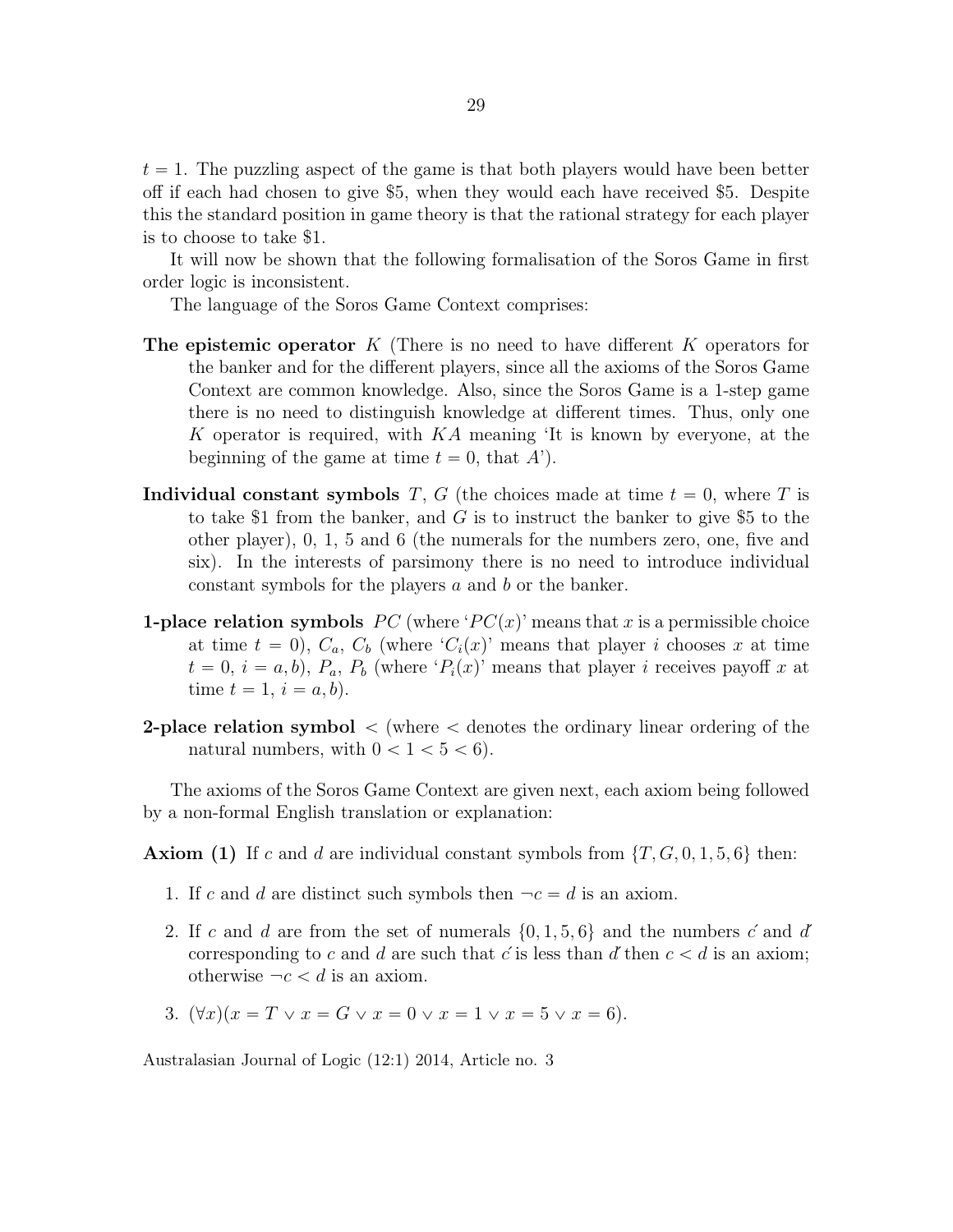$t = 1$. The puzzling aspect of the game is that both players would have been better off if each had chosen to give \$5, when they would each have received \$5. Despite this the standard position in game theory is that the rational strategy for each player is to choose to take \$1.

It will now be shown that the following formalisation of the Soros Game in first order logic is inconsistent.

The language of the Soros Game Context comprises:

**The epistemic operator** $K$ (There is no need to have different $K$ operators for the banker and for the different players, since all the axioms of the Soros Game Context are common knowledge. Also, since the Soros Game is a 1-step game there is no need to distinguish knowledge at different times. Thus, only one $K$ operator is required, with $KA$ meaning 'It is known by everyone, at the beginning of the game at time $t = 0$, that $A$').

**Individual constant symbols** $T$, $G$ (the choices made at time $t = 0$, where $T$ is to take \$1 from the banker, and $G$ is to instruct the banker to give \$5 to the other player), 0, 1, 5 and 6 (the numerals for the numbers zero, one, five and six). In the interests of parsimony there is no need to introduce individual constant symbols for the players $a$ and $b$ or the banker.

**1-place relation symbols** $PC$ (where '$PC(x)$' means that $x$ is a permissible choice at time $t = 0$), $C_a$, $C_b$ (where '$C_i(x)$' means that player $i$ chooses $x$ at time $t = 0$, $i = a, b$), $P_a$, $P_b$ (where '$P_i(x)$' means that player $i$ receives payoff $x$ at time $t = 1$, $i = a, b$).

**2-place relation symbol** $<$ (where $<$ denotes the ordinary linear ordering of the natural numbers, with $0 < 1 < 5 < 6$).

The axioms of the Soros Game Context are given next, each axiom being followed by a non-formal English translation or explanation:

**Axiom (1)** If $c$ and $d$ are individual constant symbols from $\{T, G, 0, 1, 5, 6\}$ then:

1. If $c$ and $d$ are distinct such symbols then $\neg c = d$ is an axiom.
2. If $c$ and $d$ are from the set of numerals $\{0, 1, 5, 6\}$ and the numbers $\acute{c}$ and $\acute{d}$ corresponding to $c$ and $d$ are such that $\acute{c}$ is less than $\acute{d}$ then $c < d$ is an axiom; otherwise $\neg c < d$ is an axiom.
3. $(\forall x)(x = T \vee x = G \vee x = 0 \vee x = 1 \vee x = 5 \vee x = 6)$.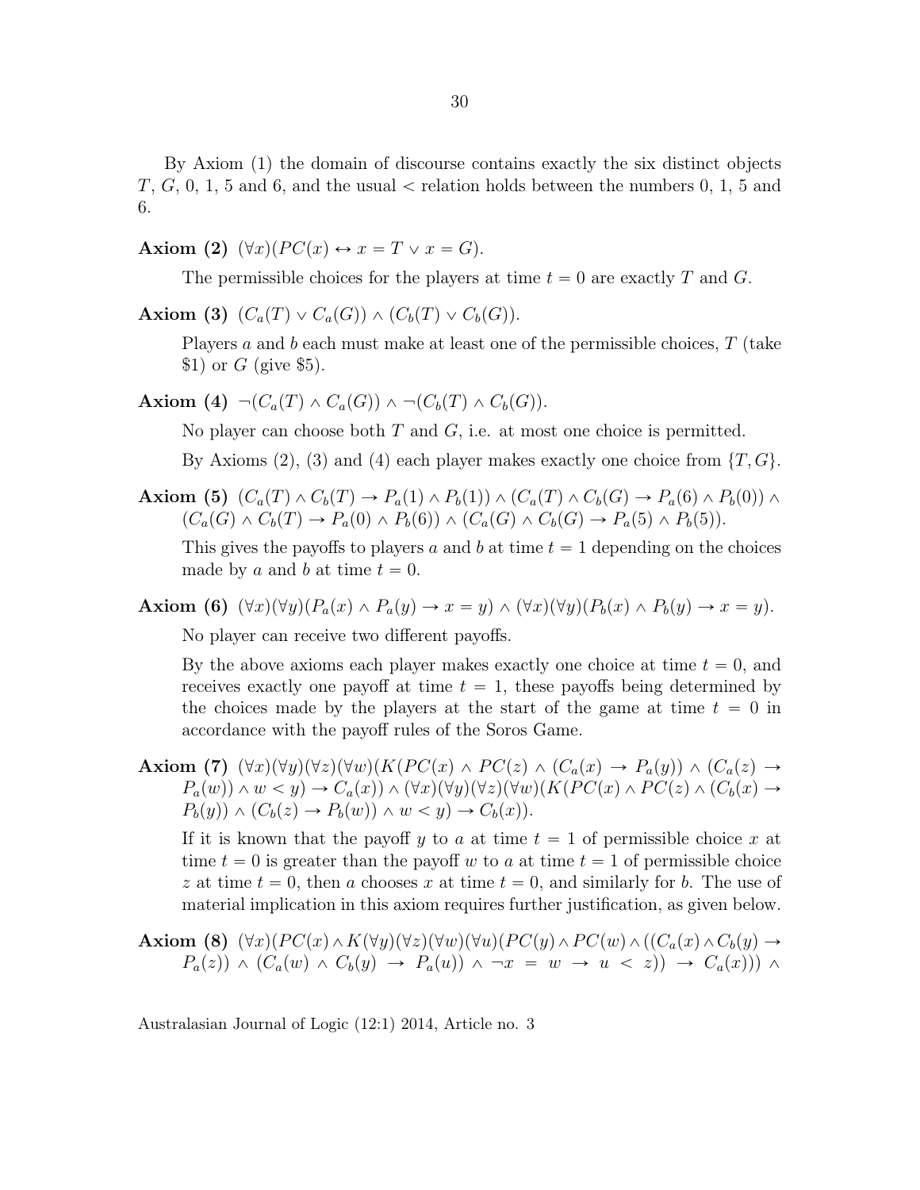By Axiom (1) the domain of discourse contains exactly the six distinct objects $T$, $G$, 0, 1, 5 and 6, and the usual $<$ relation holds between the numbers 0, 1, 5 and 6.

**Axiom (2)** $(\forall x)(PC(x) \leftrightarrow x = T \vee x = G)$.

The permissible choices for the players at time $t = 0$ are exactly $T$ and $G$.

**Axiom (3)** $(C_a(T) \vee C_a(G)) \wedge (C_b(T) \vee C_b(G))$.

Players $a$ and $b$ each must make at least one of the permissible choices, $T$ (take \$1) or $G$ (give \$5).

**Axiom (4)** $\neg(C_a(T) \wedge C_a(G)) \wedge \neg(C_b(T) \wedge C_b(G))$.

No player can choose both $T$ and $G$, i.e. at most one choice is permitted.

By Axioms (2), (3) and (4) each player makes exactly one choice from $\{T, G\}$.

**Axiom (5)** $(C_a(T) \wedge C_b(T) \to P_a(1) \wedge P_b(1)) \wedge (C_a(T) \wedge C_b(G) \to P_a(6) \wedge P_b(0)) \wedge (C_a(G) \wedge C_b(T) \to P_a(0) \wedge P_b(6)) \wedge (C_a(G) \wedge C_b(G) \to P_a(5) \wedge P_b(5))$.

This gives the payoffs to players $a$ and $b$ at time $t = 1$ depending on the choices made by $a$ and $b$ at time $t = 0$.

**Axiom (6)** $(\forall x)(\forall y)(P_a(x) \wedge P_a(y) \to x = y) \wedge (\forall x)(\forall y)(P_b(x) \wedge P_b(y) \to x = y)$.

No player can receive two different payoffs.

By the above axioms each player makes exactly one choice at time $t = 0$, and receives exactly one payoff at time $t = 1$, these payoffs being determined by the choices made by the players at the start of the game at time $t = 0$ in accordance with the payoff rules of the Soros Game.

**Axiom (7)** $(\forall x)(\forall y)(\forall z)(\forall w)(K(PC(x) \wedge PC(z) \wedge (C_a(x) \to P_a(y)) \wedge (C_a(z) \to P_a(w)) \wedge w < y) \to C_a(x)) \wedge (\forall x)(\forall y)(\forall z)(\forall w)(K(PC(x) \wedge PC(z) \wedge (C_b(x) \to P_b(y)) \wedge (C_b(z) \to P_b(w)) \wedge w < y) \to C_b(x))$.

If it is known that the payoff $y$ to $a$ at time $t = 1$ of permissible choice $x$ at time $t = 0$ is greater than the payoff $w$ to $a$ at time $t = 1$ of permissible choice $z$ at time $t = 0$, then $a$ chooses $x$ at time $t = 0$, and similarly for $b$. The use of material implication in this axiom requires further justification, as given below.

**Axiom (8)** $(\forall x)(PC(x) \wedge K(\forall y)(\forall z)(\forall w)(\forall u)(PC(y) \wedge PC(w) \wedge ((C_a(x) \wedge C_b(y) \to P_a(z)) \wedge (C_a(w) \wedge C_b(y) \to P_a(u)) \wedge \neg x = w \to u < z)) \to C_a(x))) \wedge$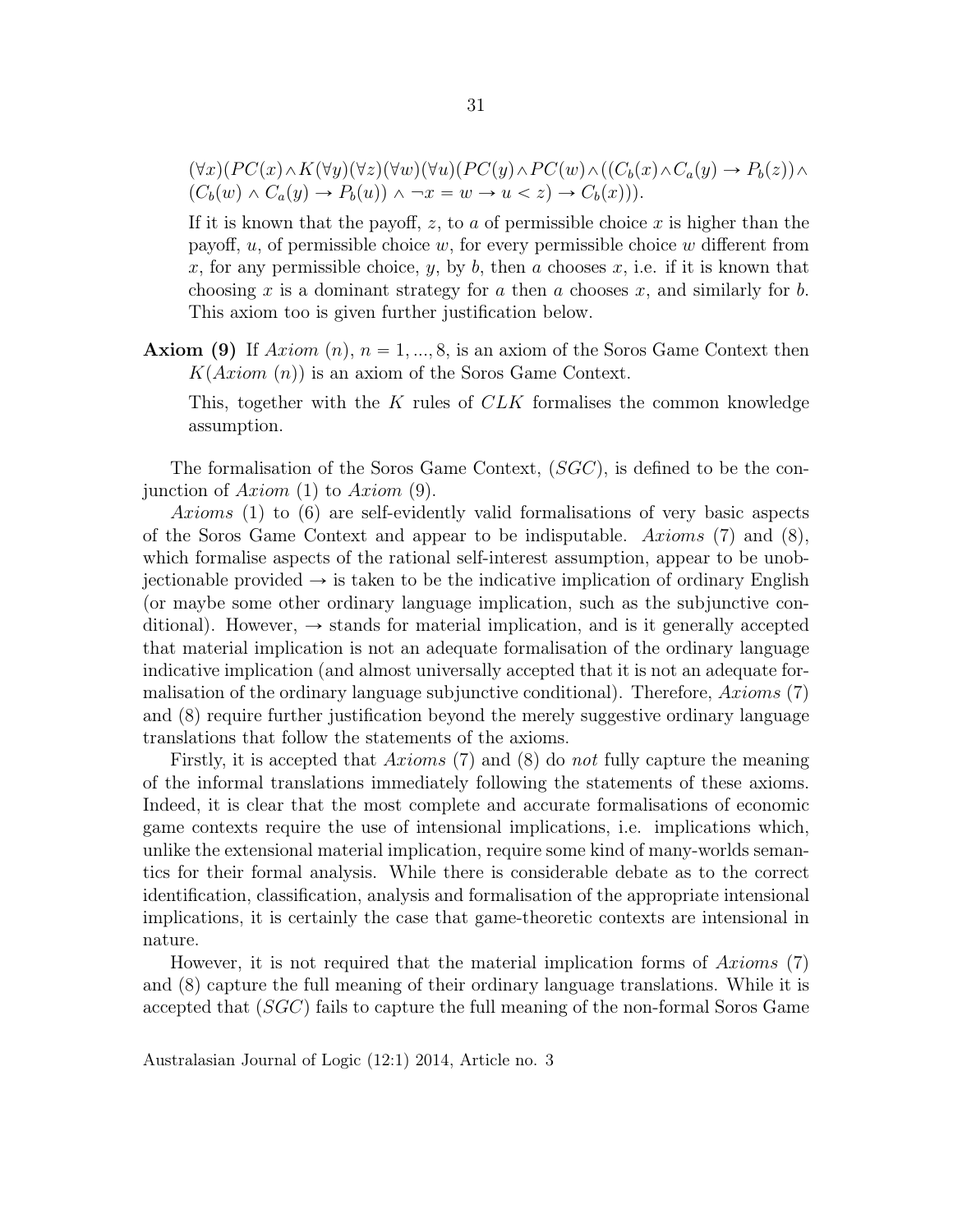$(\forall x)(PC(x) \wedge K(\forall y)(\forall z)(\forall w)(\forall u)(PC(y) \wedge PC(w) \wedge ((C_b(x) \wedge C_a(y) \rightarrow P_b(z)) \wedge (C_b(w) \wedge C_a(y) \rightarrow P_b(u)) \wedge \neg x = w \rightarrow u < z) \rightarrow C_b(x)))$.

If it is known that the payoff, $z$, to $a$ of permissible choice $x$ is higher than the payoff, $u$, of permissible choice $w$, for every permissible choice $w$ different from $x$, for any permissible choice, $y$, by $b$, then $a$ chooses $x$, i.e. if it is known that choosing $x$ is a dominant strategy for $a$ then $a$ chooses $x$, and similarly for $b$. This axiom too is given further justification below.

**Axiom (9)** If *Axiom* $(n)$, $n = 1, ..., 8$, is an axiom of the Soros Game Context then $K(\textit{Axiom } (n))$ is an axiom of the Soros Game Context.

This, together with the $K$ rules of $CLK$ formalises the common knowledge assumption.

The formalisation of the Soros Game Context, $(SGC)$, is defined to be the conjunction of *Axiom* (1) to *Axiom* (9).

*Axioms* (1) to (6) are self-evidently valid formalisations of very basic aspects of the Soros Game Context and appear to be indisputable. *Axioms* (7) and (8), which formalise aspects of the rational self-interest assumption, appear to be unobjectionable provided $\rightarrow$ is taken to be the indicative implication of ordinary English (or maybe some other ordinary language implication, such as the subjunctive conditional). However, $\rightarrow$ stands for material implication, and is it generally accepted that material implication is not an adequate formalisation of the ordinary language indicative implication (and almost universally accepted that it is not an adequate formalisation of the ordinary language subjunctive conditional). Therefore, *Axioms* (7) and (8) require further justification beyond the merely suggestive ordinary language translations that follow the statements of the axioms.

Firstly, it is accepted that *Axioms* (7) and (8) do *not* fully capture the meaning of the informal translations immediately following the statements of these axioms. Indeed, it is clear that the most complete and accurate formalisations of economic game contexts require the use of intensional implications, i.e. implications which, unlike the extensional material implication, require some kind of many-worlds semantics for their formal analysis. While there is considerable debate as to the correct identification, classification, analysis and formalisation of the appropriate intensional implications, it is certainly the case that game-theoretic contexts are intensional in nature.

However, it is not required that the material implication forms of *Axioms* (7) and (8) capture the full meaning of their ordinary language translations. While it is accepted that $(SGC)$ fails to capture the full meaning of the non-formal Soros Game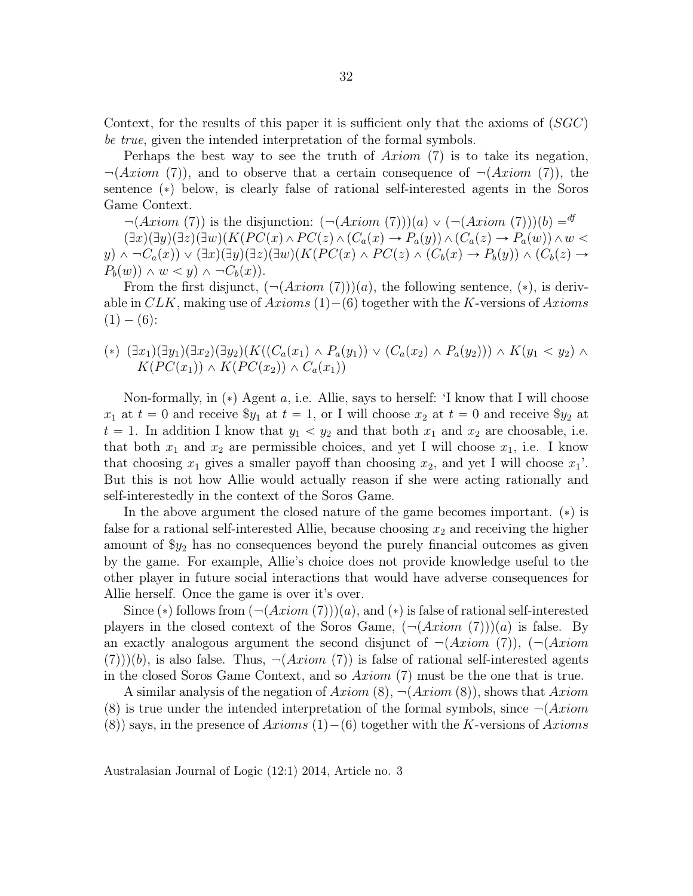Context, for the results of this paper it is sufficient only that the axioms of $(SGC)$ *be true*, given the intended interpretation of the formal symbols.

Perhaps the best way to see the truth of *Axiom* (7) is to take its negation, $\neg(Axiom\ (7))$, and to observe that a certain consequence of $\neg(Axiom\ (7))$, the sentence $(*)$ below, is clearly false of rational self-interested agents in the Soros Game Context.

$\neg(Axiom\ (7))$ is the disjunction: $(\neg(Axiom\ (7)))(a) \vee (\neg(Axiom\ (7)))(b) =^{df}$ $(\exists x)(\exists y)(\exists z)(\exists w)(K(PC(x) \wedge PC(z) \wedge (C_a(x) \rightarrow P_a(y)) \wedge (C_a(z) \rightarrow P_a(w)) \wedge w < y) \wedge \neg C_a(x)) \vee (\exists x)(\exists y)(\exists z)(\exists w)(K(PC(x) \wedge PC(z) \wedge (C_b(x) \rightarrow P_b(y)) \wedge (C_b(z) \rightarrow P_b(w)) \wedge w < y) \wedge \neg C_b(x))$.

From the first disjunct, $(\neg(Axiom\ (7)))(a)$, the following sentence, $(*)$, is derivable in $CLK$, making use of *Axioms* $(1)-(6)$ together with the $K$-versions of *Axioms* $(1)-(6)$:

$(*)$ $(\exists x_1)(\exists y_1)(\exists x_2)(\exists y_2)(K((C_a(x_1) \wedge P_a(y_1)) \vee (C_a(x_2) \wedge P_a(y_2))) \wedge K(y_1 < y_2) \wedge K(PC(x_1)) \wedge K(PC(x_2)) \wedge C_a(x_1))$

Non-formally, in $(*)$ Agent $a$, i.e. Allie, says to herself: 'I know that I will choose $x_1$ at $t = 0$ and receive $\$y_1$ at $t = 1$, or I will choose $x_2$ at $t = 0$ and receive $\$y_2$ at $t = 1$. In addition I know that $y_1 < y_2$ and that both $x_1$ and $x_2$ are choosable, i.e. that both $x_1$ and $x_2$ are permissible choices, and yet I will choose $x_1$, i.e. I know that choosing $x_1$ gives a smaller payoff than choosing $x_2$, and yet I will choose $x_1$'. But this is not how Allie would actually reason if she were acting rationally and self-interestedly in the context of the Soros Game.

In the above argument the closed nature of the game becomes important. $(*)$ is false for a rational self-interested Allie, because choosing $x_2$ and receiving the higher amount of $\$y_2$ has no consequences beyond the purely financial outcomes as given by the game. For example, Allie's choice does not provide knowledge useful to the other player in future social interactions that would have adverse consequences for Allie herself. Once the game is over it's over.

Since $(*)$ follows from $(\neg(Axiom\ (7)))(a)$, and $(*)$ is false of rational self-interested players in the closed context of the Soros Game, $(\neg(Axiom\ (7)))(a)$ is false. By an exactly analogous argument the second disjunct of $\neg(Axiom\ (7))$, $(\neg(Axiom\ (7)))(b)$, is also false. Thus, $\neg(Axiom\ (7))$ is false of rational self-interested agents in the closed Soros Game Context, and so *Axiom* (7) must be the one that is true.

A similar analysis of the negation of *Axiom* (8), $\neg(Axiom\ (8))$, shows that *Axiom* (8) is true under the intended interpretation of the formal symbols, since $\neg(Axiom\ (8))$ says, in the presence of *Axioms* $(1)-(6)$ together with the $K$-versions of *Axioms*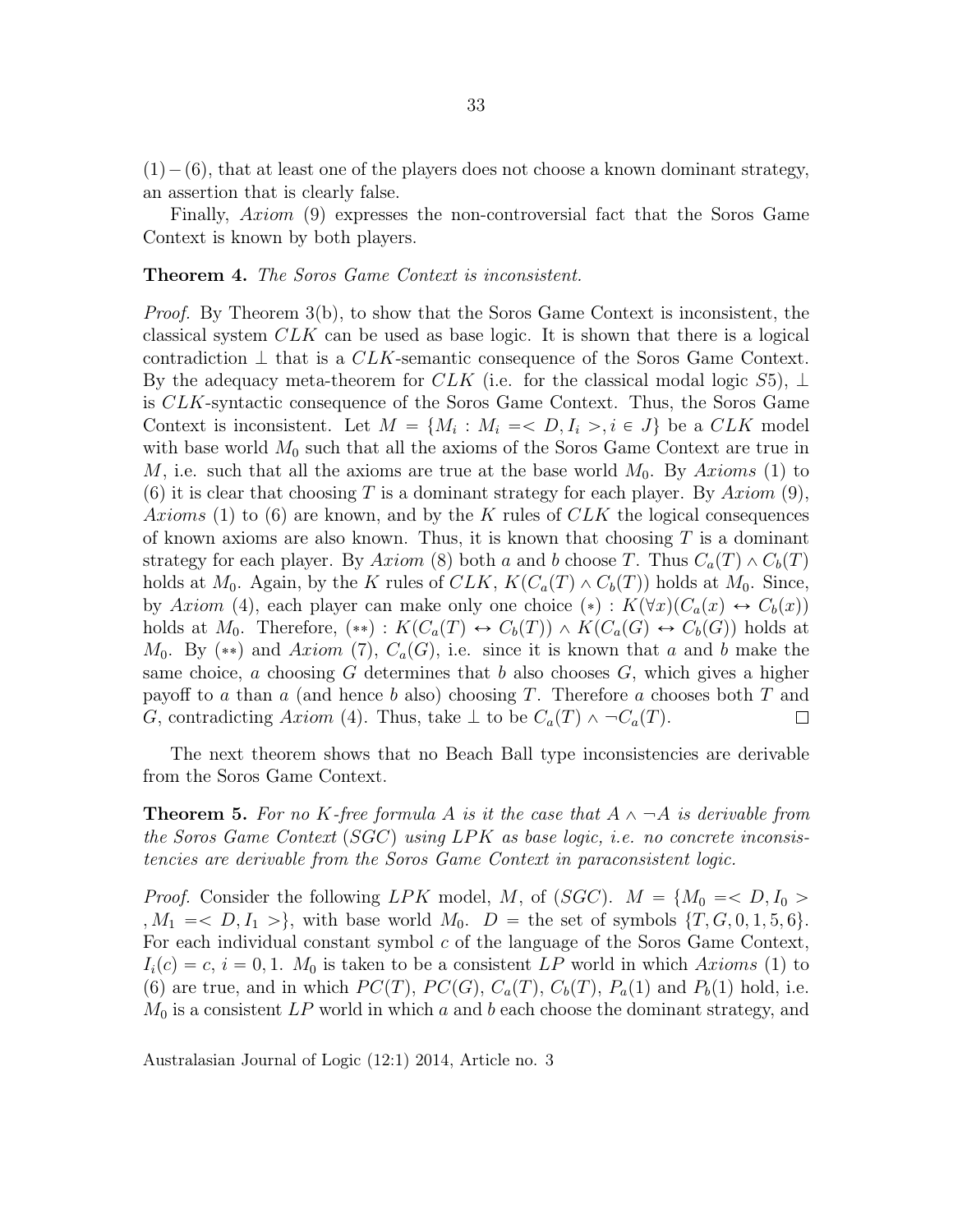$(1)-(6)$, that at least one of the players does not choose a known dominant strategy, an assertion that is clearly false.

Finally, *Axiom* (9) expresses the non-controversial fact that the Soros Game Context is known by both players.

**Theorem 4.** *The Soros Game Context is inconsistent.*

*Proof.* By Theorem 3(b), to show that the Soros Game Context is inconsistent, the classical system $CLK$ can be used as base logic. It is shown that there is a logical contradiction $\perp$ that is a $CLK$-semantic consequence of the Soros Game Context. By the adequacy meta-theorem for $CLK$ (i.e. for the classical modal logic $S5$), $\perp$ is $CLK$-syntactic consequence of the Soros Game Context. Thus, the Soros Game Context is inconsistent. Let $M = \{M_i : M_i =< D, I_i >, i \in J\}$ be a $CLK$ model with base world $M_0$ such that all the axioms of the Soros Game Context are true in $M$, i.e. such that all the axioms are true at the base world $M_0$. By *Axioms* (1) to (6) it is clear that choosing $T$ is a dominant strategy for each player. By *Axiom* (9), *Axioms* (1) to (6) are known, and by the $K$ rules of $CLK$ the logical consequences of known axioms are also known. Thus, it is known that choosing $T$ is a dominant strategy for each player. By *Axiom* (8) both $a$ and $b$ choose $T$. Thus $C_a(T) \wedge C_b(T)$ holds at $M_0$. Again, by the $K$ rules of $CLK$, $K(C_a(T) \wedge C_b(T))$ holds at $M_0$. Since, by *Axiom* (4), each player can make only one choice $(*)$ : $K(\forall x)(C_a(x) \leftrightarrow C_b(x))$ holds at $M_0$. Therefore, $(**)$ : $K(C_a(T) \leftrightarrow C_b(T)) \wedge K(C_a(G) \leftrightarrow C_b(G))$ holds at $M_0$. By $(**)$ and *Axiom* (7), $C_a(G)$, i.e. since it is known that $a$ and $b$ make the same choice, $a$ choosing $G$ determines that $b$ also chooses $G$, which gives a higher payoff to $a$ than $a$ (and hence $b$ also) choosing $T$. Therefore $a$ chooses both $T$ and $G$, contradicting *Axiom* (4). Thus, take $\perp$ to be $C_a(T) \wedge \neg C_a(T)$. □

The next theorem shows that no Beach Ball type inconsistencies are derivable from the Soros Game Context.

**Theorem 5.** *For no $K$-free formula $A$ is it the case that $A \wedge \neg A$ is derivable from the Soros Game Context ($SGC$) using $LPK$ as base logic, i.e. no concrete inconsistencies are derivable from the Soros Game Context in paraconsistent logic.*

*Proof.* Consider the following $LPK$ model, $M$, of $(SGC)$. $M = \{M_0 =< D, I_0 >, M_1 =< D, I_1 >\}$, with base world $M_0$. $D =$ the set of symbols $\{T, G, 0, 1, 5, 6\}$. For each individual constant symbol $c$ of the language of the Soros Game Context, $I_i(c) = c$, $i = 0, 1$. $M_0$ is taken to be a consistent $LP$ world in which *Axioms* (1) to (6) are true, and in which $PC(T)$, $PC(G)$, $C_a(T)$, $C_b(T)$, $P_a(1)$ and $P_b(1)$ hold, i.e. $M_0$ is a consistent $LP$ world in which $a$ and $b$ each choose the dominant strategy, and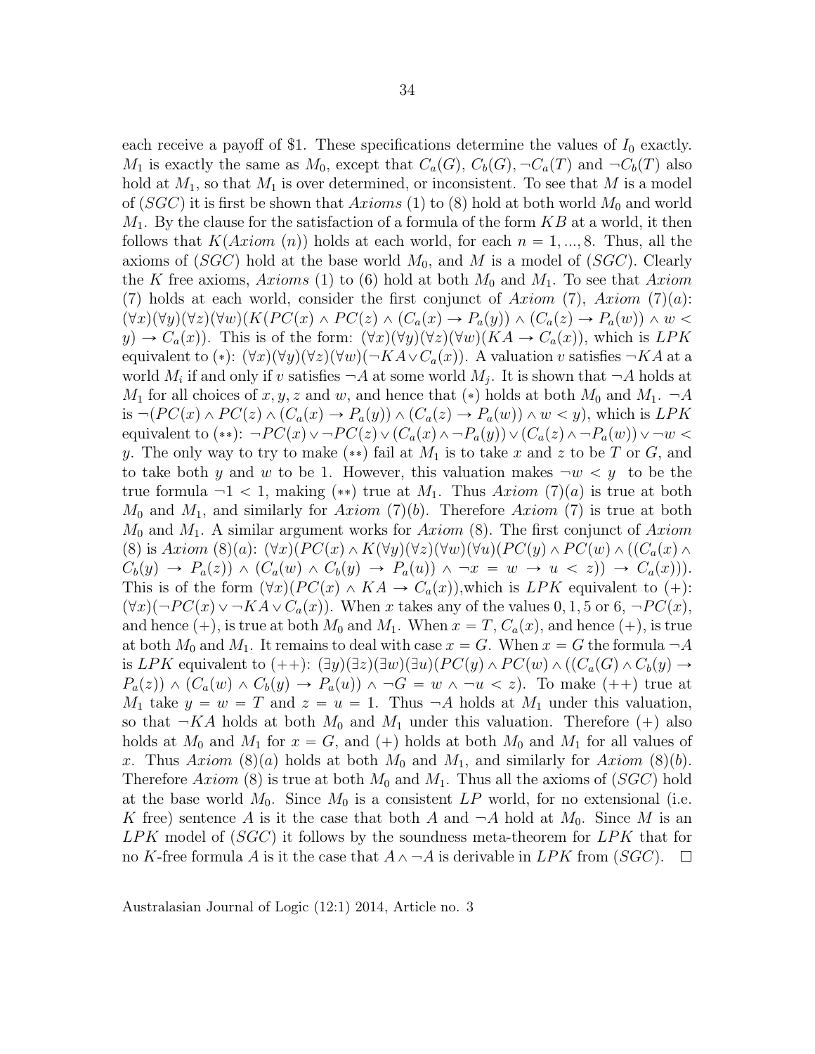each receive a payoff of \$1. These specifications determine the values of $I_0$ exactly. $M_1$ is exactly the same as $M_0$, except that $C_a(G)$, $C_b(G)$, $\neg C_a(T)$ and $\neg C_b(T)$ also hold at $M_1$, so that $M_1$ is over determined, or inconsistent. To see that $M$ is a model of $(SGC)$ it is first be shown that *Axioms* (1) to (8) hold at both world $M_0$ and world $M_1$. By the clause for the satisfaction of a formula of the form $KB$ at a world, it then follows that $K(Axiom\ (n))$ holds at each world, for each $n = 1, ..., 8$. Thus, all the axioms of $(SGC)$ hold at the base world $M_0$, and $M$ is a model of $(SGC)$. Clearly the $K$ free axioms, *Axioms* (1) to (6) hold at both $M_0$ and $M_1$. To see that *Axiom* (7) holds at each world, consider the first conjunct of *Axiom* (7), *Axiom* (7)$(a)$: $(\forall x)(\forall y)(\forall z)(\forall w)(K(PC(x) \wedge PC(z) \wedge (C_a(x) \rightarrow P_a(y)) \wedge (C_a(z) \rightarrow P_a(w)) \wedge w < y) \rightarrow C_a(x))$. This is of the form: $(\forall x)(\forall y)(\forall z)(\forall w)(KA \rightarrow C_a(x))$, which is $LPK$ equivalent to $(*)$: $(\forall x)(\forall y)(\forall z)(\forall w)(\neg KA \vee C_a(x))$. A valuation $v$ satisfies $\neg KA$ at a world $M_i$ if and only if $v$ satisfies $\neg A$ at some world $M_j$. It is shown that $\neg A$ holds at $M_1$ for all choices of $x, y, z$ and $w$, and hence that $(*)$ holds at both $M_0$ and $M_1$. $\neg A$ is $\neg(PC(x) \wedge PC(z) \wedge (C_a(x) \rightarrow P_a(y)) \wedge (C_a(z) \rightarrow P_a(w)) \wedge w < y)$, which is $LPK$ equivalent to $(**)$: $\neg PC(x) \vee \neg PC(z) \vee (C_a(x) \wedge \neg P_a(y)) \vee (C_a(z) \wedge \neg P_a(w)) \vee \neg w < y$. The only way to try to make $(**)$ fail at $M_1$ is to take $x$ and $z$ to be $T$ or $G$, and to take both $y$ and $w$ to be 1. However, this valuation makes $\neg w < y$ to be the true formula $\neg 1 < 1$, making $(**)$ true at $M_1$. Thus *Axiom* (7)$(a)$ is true at both $M_0$ and $M_1$, and similarly for *Axiom* (7)$(b)$. Therefore *Axiom* (7) is true at both $M_0$ and $M_1$. A similar argument works for *Axiom* (8). The first conjunct of *Axiom* (8) is *Axiom* (8)$(a)$: $(\forall x)(PC(x) \wedge K(\forall y)(\forall z)(\forall w)(\forall u)(PC(y) \wedge PC(w) \wedge ((C_a(x) \wedge C_b(y) \rightarrow P_a(z)) \wedge (C_a(w) \wedge C_b(y) \rightarrow P_a(u)) \wedge \neg x = w \rightarrow u < z)) \rightarrow C_a(x)))$. This is of the form $(\forall x)(PC(x) \wedge KA \rightarrow C_a(x))$, which is $LPK$ equivalent to $(+)$: $(\forall x)(\neg PC(x) \vee \neg KA \vee C_a(x))$. When $x$ takes any of the values $0, 1, 5$ or $6$, $\neg PC(x)$, and hence $(+)$, is true at both $M_0$ and $M_1$. When $x = T$, $C_a(x)$, and hence $(+)$, is true at both $M_0$ and $M_1$. It remains to deal with case $x = G$. When $x = G$ the formula $\neg A$ is $LPK$ equivalent to $(++)$: $(\exists y)(\exists z)(\exists w)(\exists u)(PC(y) \wedge PC(w) \wedge ((C_a(G) \wedge C_b(y) \rightarrow P_a(z)) \wedge (C_a(w) \wedge C_b(y) \rightarrow P_a(u)) \wedge \neg G = w \wedge \neg u < z)$. To make $(++)$ true at $M_1$ take $y = w = T$ and $z = u = 1$. Thus $\neg A$ holds at $M_1$ under this valuation, so that $\neg KA$ holds at both $M_0$ and $M_1$ under this valuation. Therefore $(+)$ also holds at $M_0$ and $M_1$ for $x = G$, and $(+)$ holds at both $M_0$ and $M_1$ for all values of $x$. Thus *Axiom* (8)$(a)$ holds at both $M_0$ and $M_1$, and similarly for *Axiom* (8)$(b)$. Therefore *Axiom* (8) is true at both $M_0$ and $M_1$. Thus all the axioms of $(SGC)$ hold at the base world $M_0$. Since $M_0$ is a consistent $LP$ world, for no extensional (i.e. $K$ free) sentence $A$ is it the case that both $A$ and $\neg A$ hold at $M_0$. Since $M$ is an $LPK$ model of $(SGC)$ it follows by the soundness meta-theorem for $LPK$ that for no $K$-free formula $A$ is it the case that $A \wedge \neg A$ is derivable in $LPK$ from $(SGC)$. $\square$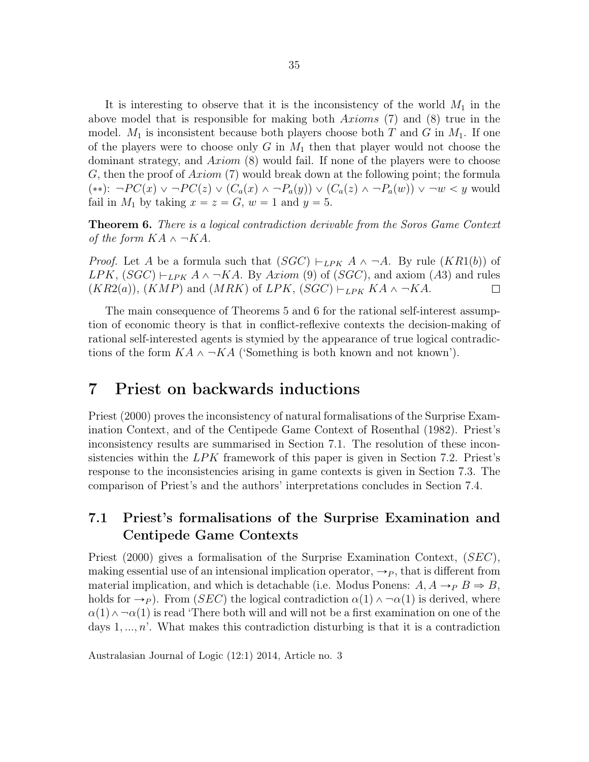It is interesting to observe that it is the inconsistency of the world $M_1$ in the above model that is responsible for making both *Axioms* (7) and (8) true in the model. $M_1$ is inconsistent because both players choose both $T$ and $G$ in $M_1$. If one of the players were to choose only $G$ in $M_1$ then that player would not choose the dominant strategy, and *Axiom* (8) would fail. If none of the players were to choose $G$, then the proof of *Axiom* (7) would break down at the following point; the formula $(**)$: $\neg PC(x) \vee \neg PC(z) \vee (C_a(x) \wedge \neg P_a(y)) \vee (C_a(z) \wedge \neg P_a(w)) \vee \neg w < y$ would fail in $M_1$ by taking $x = z = G$, $w = 1$ and $y = 5$.

**Theorem 6.** *There is a logical contradiction derivable from the Soros Game Context of the form $KA \wedge \neg KA$.*

*Proof.* Let $A$ be a formula such that $(SGC) \vdash_{LPK} A \wedge \neg A$. By rule $(KR1(b))$ of $LPK$, $(SGC) \vdash_{LPK} A \wedge \neg KA$. By *Axiom* (9) of $(SGC)$, and axiom $(A3)$ and rules $(KR2(a))$, $(KMP)$ and $(MRK)$ of $LPK$, $(SGC) \vdash_{LPK} KA \wedge \neg KA$. $\square$

The main consequence of Theorems 5 and 6 for the rational self-interest assumption of economic theory is that in conflict-reflexive contexts the decision-making of rational self-interested agents is stymied by the appearance of true logical contradictions of the form $KA \wedge \neg KA$ ('Something is both known and not known').

# 7 Priest on backwards inductions

Priest (2000) proves the inconsistency of natural formalisations of the Surprise Examination Context, and of the Centipede Game Context of Rosenthal (1982). Priest's inconsistency results are summarised in Section 7.1. The resolution of these inconsistencies within the $LPK$ framework of this paper is given in Section 7.2. Priest's response to the inconsistencies arising in game contexts is given in Section 7.3. The comparison of Priest's and the authors' interpretations concludes in Section 7.4.

## 7.1 Priest's formalisations of the Surprise Examination and Centipede Game Contexts

Priest (2000) gives a formalisation of the Surprise Examination Context, $(SEC)$, making essential use of an intensional implication operator, $\rightarrow_P$, that is different from material implication, and which is detachable (i.e. Modus Ponens: $A, A \rightarrow_P B \Rightarrow B$, holds for $\rightarrow_P$). From $(SEC)$ the logical contradiction $\alpha(1) \wedge \neg\alpha(1)$ is derived, where $\alpha(1) \wedge \neg\alpha(1)$ is read 'There both will and will not be a first examination on one of the days $1, ..., n$'. What makes this contradiction disturbing is that it is a contradiction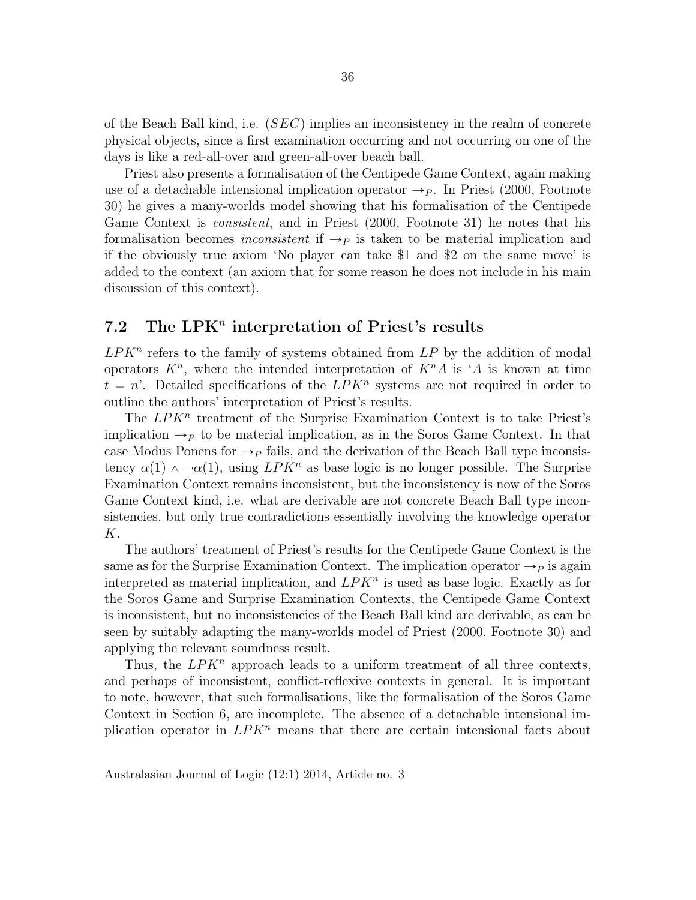of the Beach Ball kind, i.e. ($SEC$) implies an inconsistency in the realm of concrete physical objects, since a first examination occurring and not occurring on one of the days is like a red-all-over and green-all-over beach ball.

Priest also presents a formalisation of the Centipede Game Context, again making use of a detachable intensional implication operator $\rightarrow_P$. In Priest (2000, Footnote 30) he gives a many-worlds model showing that his formalisation of the Centipede Game Context is *consistent*, and in Priest (2000, Footnote 31) he notes that his formalisation becomes *inconsistent* if $\rightarrow_P$ is taken to be material implication and if the obviously true axiom 'No player can take \$1 and \$2 on the same move' is added to the context (an axiom that for some reason he does not include in his main discussion of this context).

## 7.2 The LPK$^n$ interpretation of Priest's results

$LPK^n$ refers to the family of systems obtained from $LP$ by the addition of modal operators $K^n$, where the intended interpretation of $K^n A$ is '$A$ is known at time $t = n$'. Detailed specifications of the $LPK^n$ systems are not required in order to outline the authors' interpretation of Priest's results.

The $LPK^n$ treatment of the Surprise Examination Context is to take Priest's implication $\rightarrow_P$ to be material implication, as in the Soros Game Context. In that case Modus Ponens for $\rightarrow_P$ fails, and the derivation of the Beach Ball type inconsistency $\alpha(1) \wedge \neg\alpha(1)$, using $LPK^n$ as base logic is no longer possible. The Surprise Examination Context remains inconsistent, but the inconsistency is now of the Soros Game Context kind, i.e. what are derivable are not concrete Beach Ball type inconsistencies, but only true contradictions essentially involving the knowledge operator $K$.

The authors' treatment of Priest's results for the Centipede Game Context is the same as for the Surprise Examination Context. The implication operator $\rightarrow_P$ is again interpreted as material implication, and $LPK^n$ is used as base logic. Exactly as for the Soros Game and Surprise Examination Contexts, the Centipede Game Context is inconsistent, but no inconsistencies of the Beach Ball kind are derivable, as can be seen by suitably adapting the many-worlds model of Priest (2000, Footnote 30) and applying the relevant soundness result.

Thus, the $LPK^n$ approach leads to a uniform treatment of all three contexts, and perhaps of inconsistent, conflict-reflexive contexts in general. It is important to note, however, that such formalisations, like the formalisation of the Soros Game Context in Section 6, are incomplete. The absence of a detachable intensional implication operator in $LPK^n$ means that there are certain intensional facts about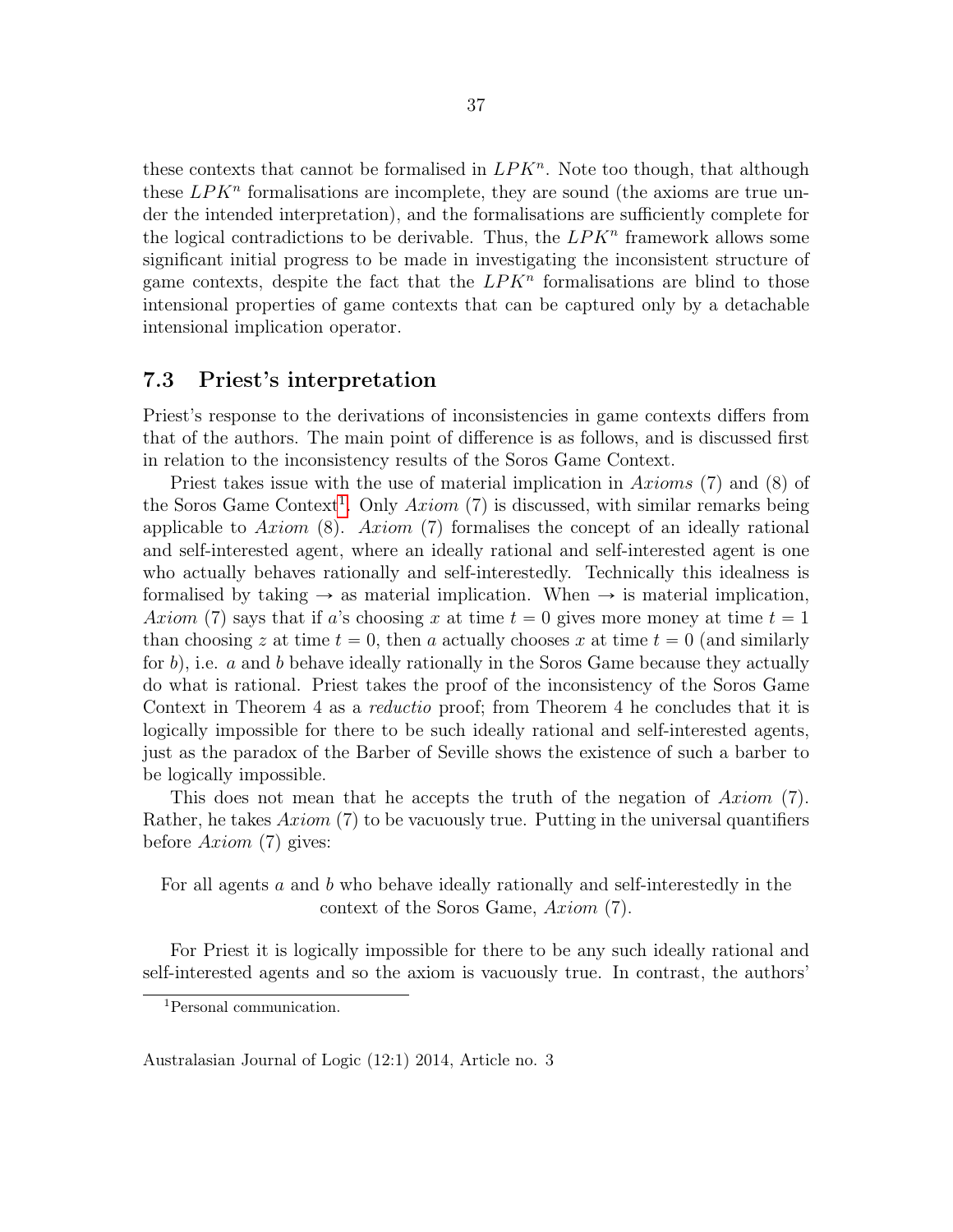these contexts that cannot be formalised in $LPK^n$. Note too though, that although these $LPK^n$ formalisations are incomplete, they are sound (the axioms are true under the intended interpretation), and the formalisations are sufficiently complete for the logical contradictions to be derivable. Thus, the $LPK^n$ framework allows some significant initial progress to be made in investigating the inconsistent structure of game contexts, despite the fact that the $LPK^n$ formalisations are blind to those intensional properties of game contexts that can be captured only by a detachable intensional implication operator.

### 7.3 Priest's interpretation

Priest's response to the derivations of inconsistencies in game contexts differs from that of the authors. The main point of difference is as follows, and is discussed first in relation to the inconsistency results of the Soros Game Context.

Priest takes issue with the use of material implication in *Axioms* (7) and (8) of the Soros Game Context[1]. Only *Axiom* (7) is discussed, with similar remarks being applicable to *Axiom* (8). *Axiom* (7) formalises the concept of an ideally rational and self-interested agent, where an ideally rational and self-interested agent is one who actually behaves rationally and self-interestedly. Technically this idealness is formalised by taking $\rightarrow$ as material implication. When $\rightarrow$ is material implication, *Axiom* (7) says that if $a$'s choosing $x$ at time $t = 0$ gives more money at time $t = 1$ than choosing $z$ at time $t = 0$, then $a$ actually chooses $x$ at time $t = 0$ (and similarly for $b$), i.e. $a$ and $b$ behave ideally rationally in the Soros Game because they actually do what is rational. Priest takes the proof of the inconsistency of the Soros Game Context in Theorem 4 as a *reductio* proof; from Theorem 4 he concludes that it is logically impossible for there to be such ideally rational and self-interested agents, just as the paradox of the Barber of Seville shows the existence of such a barber to be logically impossible.

This does not mean that he accepts the truth of the negation of *Axiom* (7). Rather, he takes *Axiom* (7) to be vacuously true. Putting in the universal quantifiers before *Axiom* (7) gives:

For all agents $a$ and $b$ who behave ideally rationally and self-interestedly in the context of the Soros Game, *Axiom* (7).

For Priest it is logically impossible for there to be any such ideally rational and self-interested agents and so the axiom is vacuously true. In contrast, the authors'

[1] Personal communication.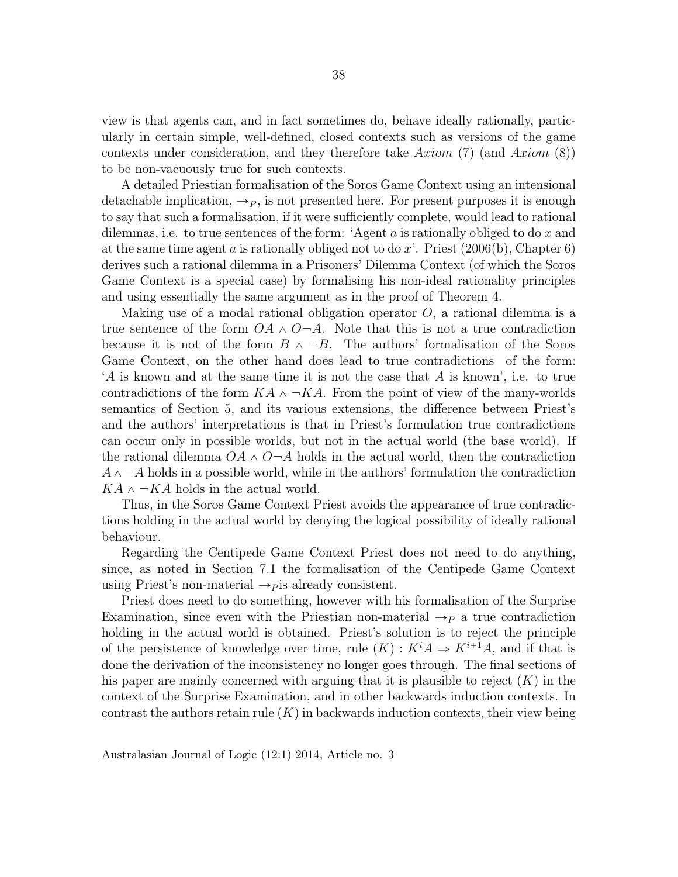view is that agents can, and in fact sometimes do, behave ideally rationally, particularly in certain simple, well-defined, closed contexts such as versions of the game contexts under consideration, and they therefore take *Axiom* (7) (and *Axiom* (8)) to be non-vacuously true for such contexts.

A detailed Priestian formalisation of the Soros Game Context using an intensional detachable implication, $\rightarrow_P$, is not presented here. For present purposes it is enough to say that such a formalisation, if it were sufficiently complete, would lead to rational dilemmas, i.e. to true sentences of the form: 'Agent $a$ is rationally obliged to do $x$ and at the same time agent $a$ is rationally obliged not to do $x$'. Priest (2006(b), Chapter 6) derives such a rational dilemma in a Prisoners' Dilemma Context (of which the Soros Game Context is a special case) by formalising his non-ideal rationality principles and using essentially the same argument as in the proof of Theorem 4.

Making use of a modal rational obligation operator $O$, a rational dilemma is a true sentence of the form $OA \wedge O\neg A$. Note that this is not a true contradiction because it is not of the form $B \wedge \neg B$. The authors' formalisation of the Soros Game Context, on the other hand does lead to true contradictions of the form: '$A$ is known and at the same time it is not the case that $A$ is known', i.e. to true contradictions of the form $KA \wedge \neg KA$. From the point of view of the many-worlds semantics of Section 5, and its various extensions, the difference between Priest's and the authors' interpretations is that in Priest's formulation true contradictions can occur only in possible worlds, but not in the actual world (the base world). If the rational dilemma $OA \wedge O\neg A$ holds in the actual world, then the contradiction $A \wedge \neg A$ holds in a possible world, while in the authors' formulation the contradiction $KA \wedge \neg KA$ holds in the actual world.

Thus, in the Soros Game Context Priest avoids the appearance of true contradictions holding in the actual world by denying the logical possibility of ideally rational behaviour.

Regarding the Centipede Game Context Priest does not need to do anything, since, as noted in Section 7.1 the formalisation of the Centipede Game Context using Priest's non-material $\rightarrow_P$is already consistent.

Priest does need to do something, however with his formalisation of the Surprise Examination, since even with the Priestian non-material $\rightarrow_P$ a true contradiction holding in the actual world is obtained. Priest's solution is to reject the principle of the persistence of knowledge over time, rule $(K) : K^iA \Rightarrow K^{i+1}A$, and if that is done the derivation of the inconsistency no longer goes through. The final sections of his paper are mainly concerned with arguing that it is plausible to reject $(K)$ in the context of the Surprise Examination, and in other backwards induction contexts. In contrast the authors retain rule $(K)$ in backwards induction contexts, their view being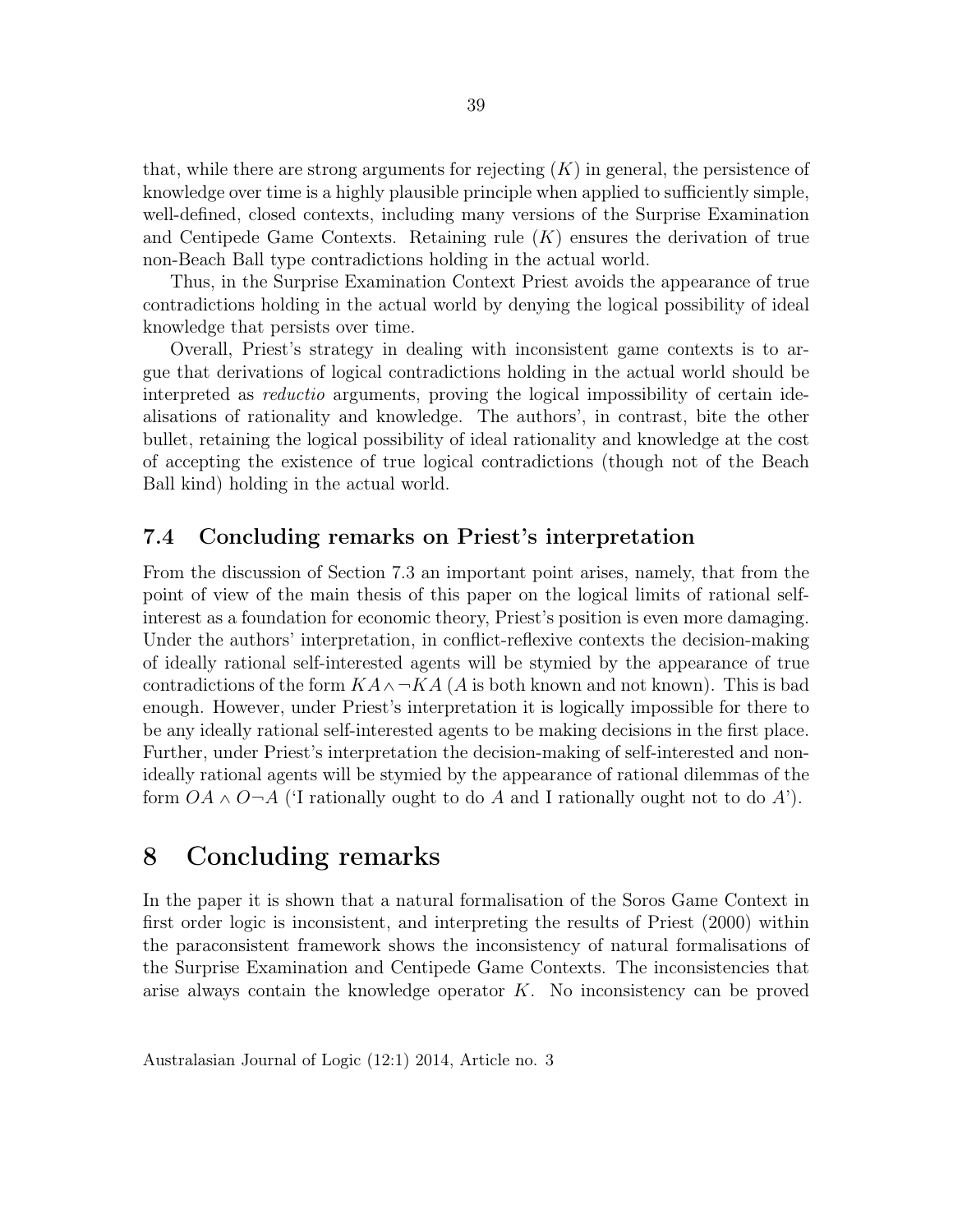that, while there are strong arguments for rejecting $(K)$ in general, the persistence of knowledge over time is a highly plausible principle when applied to sufficiently simple, well-defined, closed contexts, including many versions of the Surprise Examination and Centipede Game Contexts. Retaining rule $(K)$ ensures the derivation of true non-Beach Ball type contradictions holding in the actual world.

Thus, in the Surprise Examination Context Priest avoids the appearance of true contradictions holding in the actual world by denying the logical possibility of ideal knowledge that persists over time.

Overall, Priest's strategy in dealing with inconsistent game contexts is to argue that derivations of logical contradictions holding in the actual world should be interpreted as *reductio* arguments, proving the logical impossibility of certain idealisations of rationality and knowledge. The authors', in contrast, bite the other bullet, retaining the logical possibility of ideal rationality and knowledge at the cost of accepting the existence of true logical contradictions (though not of the Beach Ball kind) holding in the actual world.

## 7.4 Concluding remarks on Priest's interpretation

From the discussion of Section 7.3 an important point arises, namely, that from the point of view of the main thesis of this paper on the logical limits of rational self-interest as a foundation for economic theory, Priest's position is even more damaging. Under the authors' interpretation, in conflict-reflexive contexts the decision-making of ideally rational self-interested agents will be stymied by the appearance of true contradictions of the form $KA \wedge \neg KA$ ($A$ is both known and not known). This is bad enough. However, under Priest's interpretation it is logically impossible for there to be any ideally rational self-interested agents to be making decisions in the first place. Further, under Priest's interpretation the decision-making of self-interested and non-ideally rational agents will be stymied by the appearance of rational dilemmas of the form $OA \wedge O\neg A$ ('I rationally ought to do $A$ and I rationally ought not to do $A$').

# 8 Concluding remarks

In the paper it is shown that a natural formalisation of the Soros Game Context in first order logic is inconsistent, and interpreting the results of Priest (2000) within the paraconsistent framework shows the inconsistency of natural formalisations of the Surprise Examination and Centipede Game Contexts. The inconsistencies that arise always contain the knowledge operator $K$. No inconsistency can be proved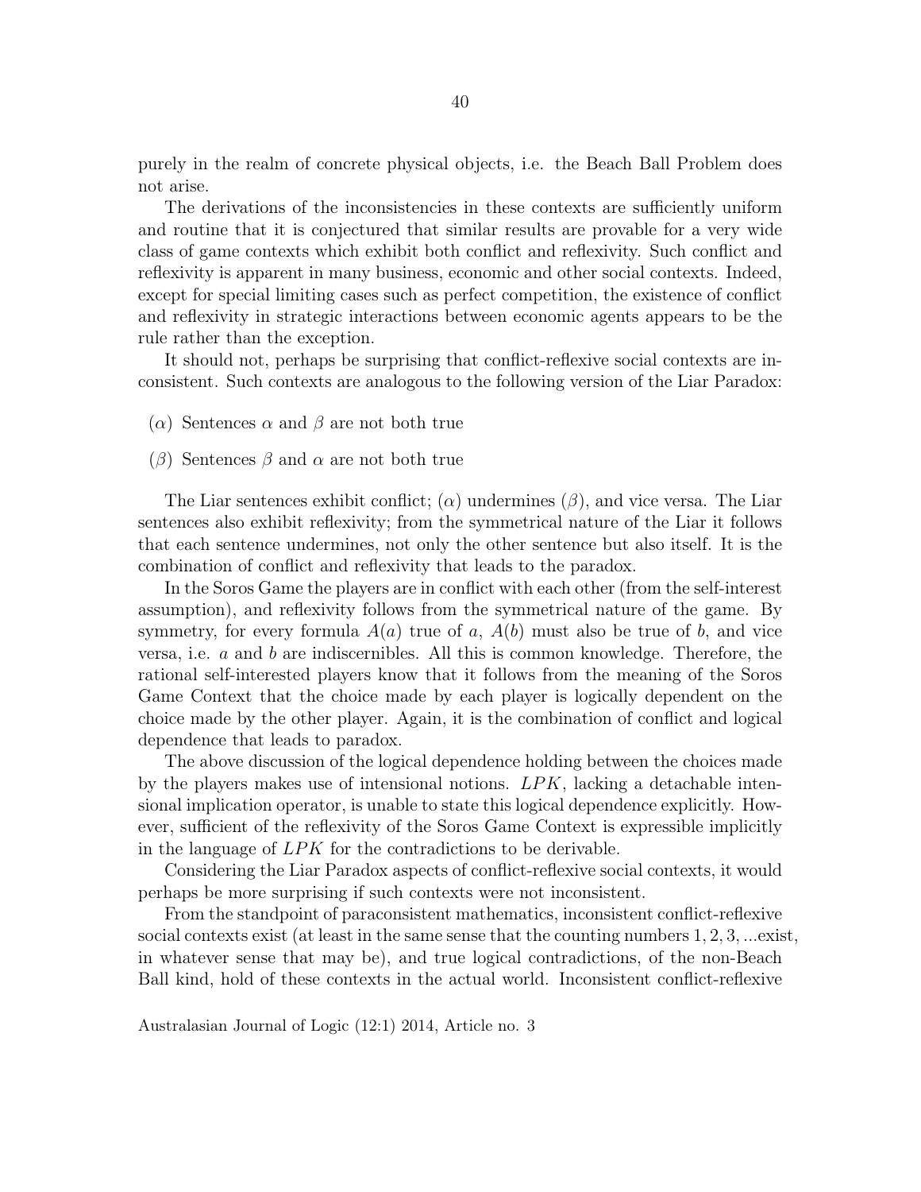purely in the realm of concrete physical objects, i.e. the Beach Ball Problem does not arise.

The derivations of the inconsistencies in these contexts are sufficiently uniform and routine that it is conjectured that similar results are provable for a very wide class of game contexts which exhibit both conflict and reflexivity. Such conflict and reflexivity is apparent in many business, economic and other social contexts. Indeed, except for special limiting cases such as perfect competition, the existence of conflict and reflexivity in strategic interactions between economic agents appears to be the rule rather than the exception.

It should not, perhaps be surprising that conflict-reflexive social contexts are inconsistent. Such contexts are analogous to the following version of the Liar Paradox:

($\alpha$) Sentences $\alpha$ and $\beta$ are not both true

($\beta$) Sentences $\beta$ and $\alpha$ are not both true

The Liar sentences exhibit conflict; ($\alpha$) undermines ($\beta$), and vice versa. The Liar sentences also exhibit reflexivity; from the symmetrical nature of the Liar it follows that each sentence undermines, not only the other sentence but also itself. It is the combination of conflict and reflexivity that leads to the paradox.

In the Soros Game the players are in conflict with each other (from the self-interest assumption), and reflexivity follows from the symmetrical nature of the game. By symmetry, for every formula $A(a)$ true of $a$, $A(b)$ must also be true of $b$, and vice versa, i.e. $a$ and $b$ are indiscernibles. All this is common knowledge. Therefore, the rational self-interested players know that it follows from the meaning of the Soros Game Context that the choice made by each player is logically dependent on the choice made by the other player. Again, it is the combination of conflict and logical dependence that leads to paradox.

The above discussion of the logical dependence holding between the choices made by the players makes use of intensional notions. $LPK$, lacking a detachable intensional implication operator, is unable to state this logical dependence explicitly. However, sufficient of the reflexivity of the Soros Game Context is expressible implicitly in the language of $LPK$ for the contradictions to be derivable.

Considering the Liar Paradox aspects of conflict-reflexive social contexts, it would perhaps be more surprising if such contexts were not inconsistent.

From the standpoint of paraconsistent mathematics, inconsistent conflict-reflexive social contexts exist (at least in the same sense that the counting numbers $1, 2, 3, \ldots$exist, in whatever sense that may be), and true logical contradictions, of the non-Beach Ball kind, hold of these contexts in the actual world. Inconsistent conflict-reflexive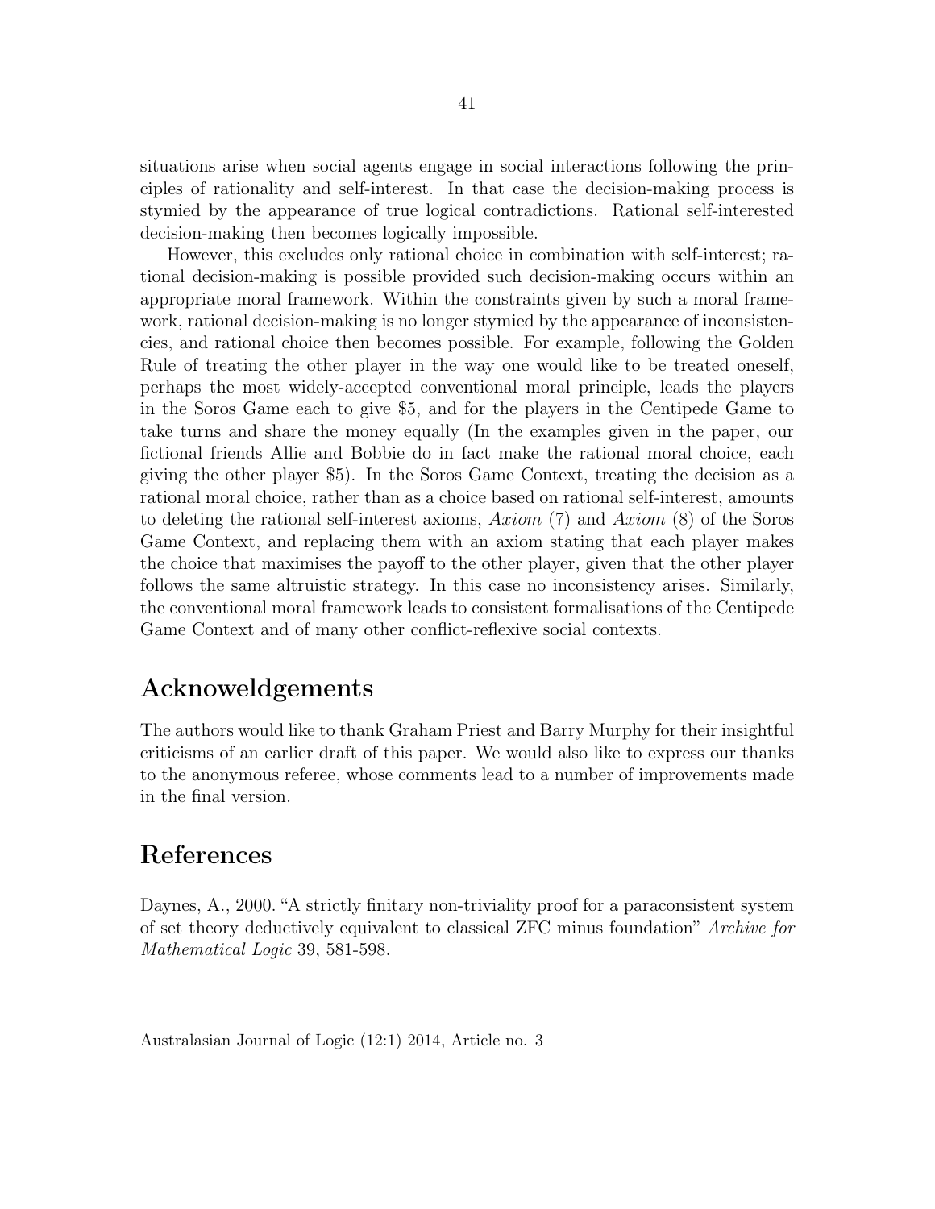situations arise when social agents engage in social interactions following the principles of rationality and self-interest. In that case the decision-making process is stymied by the appearance of true logical contradictions. Rational self-interested decision-making then becomes logically impossible.

However, this excludes only rational choice in combination with self-interest; rational decision-making is possible provided such decision-making occurs within an appropriate moral framework. Within the constraints given by such a moral framework, rational decision-making is no longer stymied by the appearance of inconsistencies, and rational choice then becomes possible. For example, following the Golden Rule of treating the other player in the way one would like to be treated oneself, perhaps the most widely-accepted conventional moral principle, leads the players in the Soros Game each to give \$5, and for the players in the Centipede Game to take turns and share the money equally (In the examples given in the paper, our fictional friends Allie and Bobbie do in fact make the rational moral choice, each giving the other player \$5). In the Soros Game Context, treating the decision as a rational moral choice, rather than as a choice based on rational self-interest, amounts to deleting the rational self-interest axioms, *Axiom* (7) and *Axiom* (8) of the Soros Game Context, and replacing them with an axiom stating that each player makes the choice that maximises the payoff to the other player, given that the other player follows the same altruistic strategy. In this case no inconsistency arises. Similarly, the conventional moral framework leads to consistent formalisations of the Centipede Game Context and of many other conflict-reflexive social contexts.

## Acknoweldgements

The authors would like to thank Graham Priest and Barry Murphy for their insightful criticisms of an earlier draft of this paper. We would also like to express our thanks to the anonymous referee, whose comments lead to a number of improvements made in the final version.

## References

Daynes, A., 2000. "A strictly finitary non-triviality proof for a paraconsistent system of set theory deductively equivalent to classical ZFC minus foundation" *Archive for Mathematical Logic* 39, 581-598.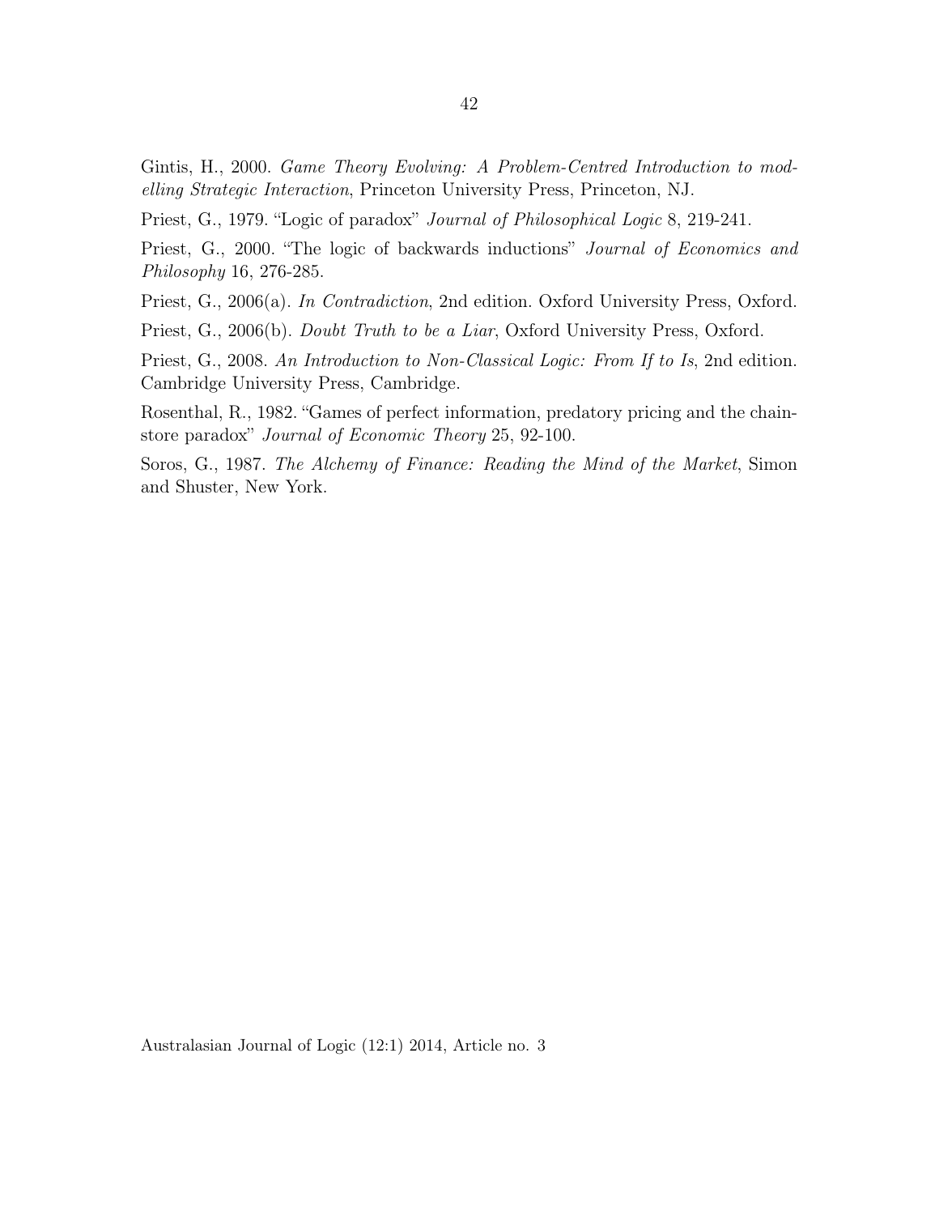Gintis, H., 2000. *Game Theory Evolving: A Problem-Centred Introduction to modelling Strategic Interaction*, Princeton University Press, Princeton, NJ.

Priest, G., 1979. "Logic of paradox" *Journal of Philosophical Logic* 8, 219-241.

Priest, G., 2000. "The logic of backwards inductions" *Journal of Economics and Philosophy* 16, 276-285.

Priest, G., 2006(a). *In Contradiction*, 2nd edition. Oxford University Press, Oxford.

Priest, G., 2006(b). *Doubt Truth to be a Liar*, Oxford University Press, Oxford.

Priest, G., 2008. *An Introduction to Non-Classical Logic: From If to Is*, 2nd edition. Cambridge University Press, Cambridge.

Rosenthal, R., 1982. "Games of perfect information, predatory pricing and the chain-store paradox" *Journal of Economic Theory* 25, 92-100.

Soros, G., 1987. *The Alchemy of Finance: Reading the Mind of the Market*, Simon and Shuster, New York.